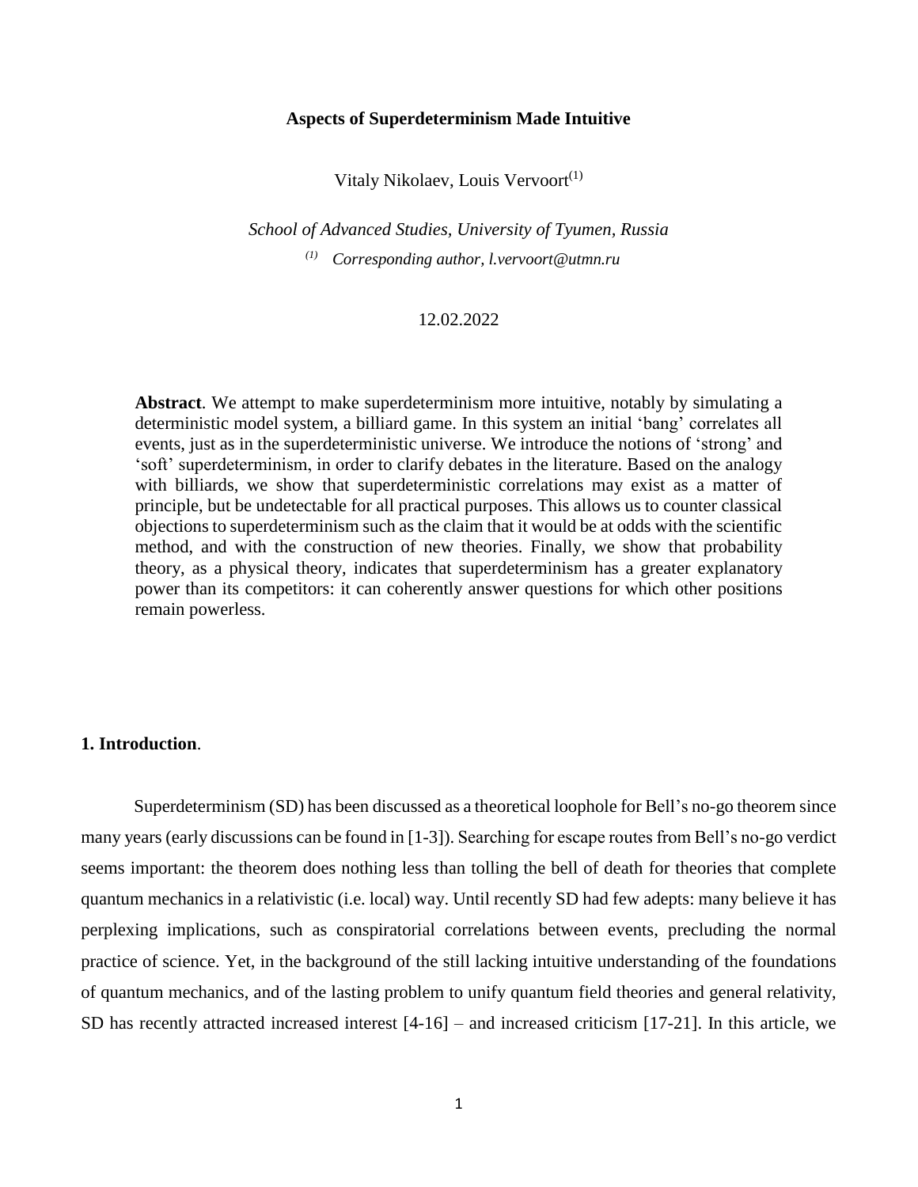# Aspects of Superdeterminism Made Intuitive

Vitaly Nikolaev, Louis Vervoort[(1)]

*School of Advanced Studies, University of Tyumen, Russia*

*[(1)] Corresponding author, l.vervoort@utmn.ru*

12.02.2022

**Abstract**. We attempt to make superdeterminism more intuitive, notably by simulating a deterministic model system, a billiard game. In this system an initial 'bang' correlates all events, just as in the superdeterministic universe. We introduce the notions of 'strong' and 'soft' superdeterminism, in order to clarify debates in the literature. Based on the analogy with billiards, we show that superdeterministic correlations may exist as a matter of principle, but be undetectable for all practical purposes. This allows us to counter classical objections to superdeterminism such as the claim that it would be at odds with the scientific method, and with the construction of new theories. Finally, we show that probability theory, as a physical theory, indicates that superdeterminism has a greater explanatory power than its competitors: it can coherently answer questions for which other positions remain powerless.

## 1. Introduction.

Superdeterminism (SD) has been discussed as a theoretical loophole for Bell's no-go theorem since many years (early discussions can be found in [1-3]). Searching for escape routes from Bell's no-go verdict seems important: the theorem does nothing less than tolling the bell of death for theories that complete quantum mechanics in a relativistic (i.e. local) way. Until recently SD had few adepts: many believe it has perplexing implications, such as conspiratorial correlations between events, precluding the normal practice of science. Yet, in the background of the still lacking intuitive understanding of the foundations of quantum mechanics, and of the lasting problem to unify quantum field theories and general relativity, SD has recently attracted increased interest [4-16] – and increased criticism [17-21]. In this article, we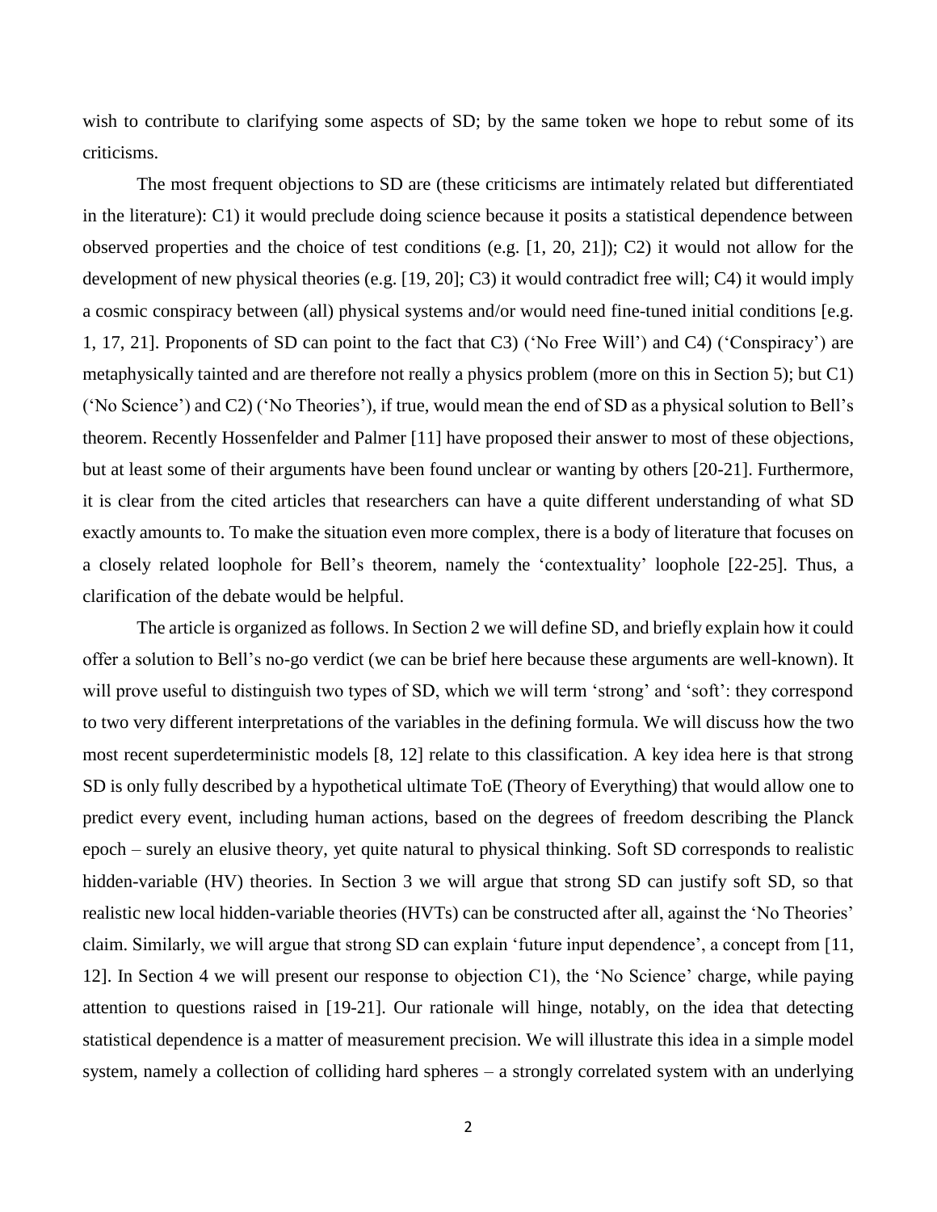wish to contribute to clarifying some aspects of SD; by the same token we hope to rebut some of its criticisms.

The most frequent objections to SD are (these criticisms are intimately related but differentiated in the literature): C1) it would preclude doing science because it posits a statistical dependence between observed properties and the choice of test conditions (e.g. [1, 20, 21]); C2) it would not allow for the development of new physical theories (e.g. [19, 20]; C3) it would contradict free will; C4) it would imply a cosmic conspiracy between (all) physical systems and/or would need fine-tuned initial conditions [e.g. 1, 17, 21]. Proponents of SD can point to the fact that C3) ('No Free Will') and C4) ('Conspiracy') are metaphysically tainted and are therefore not really a physics problem (more on this in Section 5); but C1) ('No Science') and C2) ('No Theories'), if true, would mean the end of SD as a physical solution to Bell's theorem. Recently Hossenfelder and Palmer [11] have proposed their answer to most of these objections, but at least some of their arguments have been found unclear or wanting by others [20-21]. Furthermore, it is clear from the cited articles that researchers can have a quite different understanding of what SD exactly amounts to. To make the situation even more complex, there is a body of literature that focuses on a closely related loophole for Bell's theorem, namely the 'contextuality' loophole [22-25]. Thus, a clarification of the debate would be helpful.

The article is organized as follows. In Section 2 we will define SD, and briefly explain how it could offer a solution to Bell's no-go verdict (we can be brief here because these arguments are well-known). It will prove useful to distinguish two types of SD, which we will term 'strong' and 'soft': they correspond to two very different interpretations of the variables in the defining formula. We will discuss how the two most recent superdeterministic models [8, 12] relate to this classification. A key idea here is that strong SD is only fully described by a hypothetical ultimate ToE (Theory of Everything) that would allow one to predict every event, including human actions, based on the degrees of freedom describing the Planck epoch – surely an elusive theory, yet quite natural to physical thinking. Soft SD corresponds to realistic hidden-variable (HV) theories. In Section 3 we will argue that strong SD can justify soft SD, so that realistic new local hidden-variable theories (HVTs) can be constructed after all, against the 'No Theories' claim. Similarly, we will argue that strong SD can explain 'future input dependence', a concept from [11, 12]. In Section 4 we will present our response to objection C1), the 'No Science' charge, while paying attention to questions raised in [19-21]. Our rationale will hinge, notably, on the idea that detecting statistical dependence is a matter of measurement precision. We will illustrate this idea in a simple model system, namely a collection of colliding hard spheres – a strongly correlated system with an underlying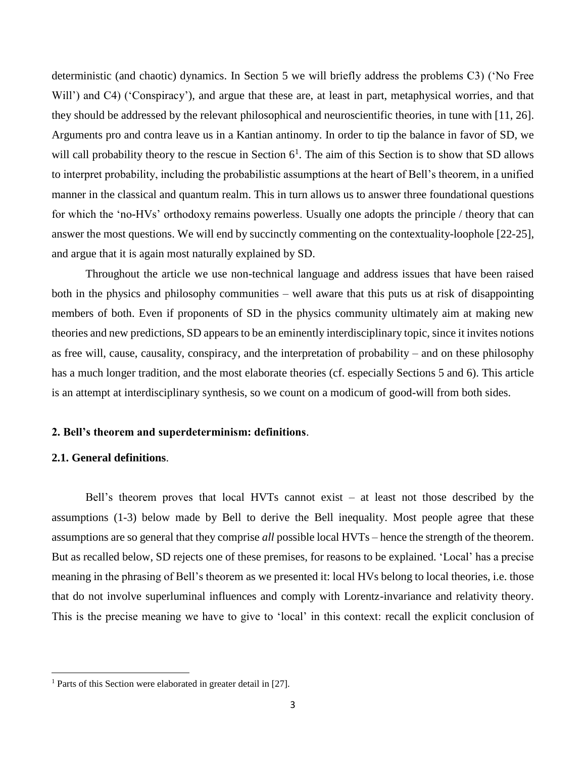deterministic (and chaotic) dynamics. In Section 5 we will briefly address the problems C3) ('No Free Will') and C4) ('Conspiracy'), and argue that these are, at least in part, metaphysical worries, and that they should be addressed by the relevant philosophical and neuroscientific theories, in tune with [11, 26]. Arguments pro and contra leave us in a Kantian antinomy. In order to tip the balance in favor of SD, we will call probability theory to the rescue in Section 6[1]. The aim of this Section is to show that SD allows to interpret probability, including the probabilistic assumptions at the heart of Bell's theorem, in a unified manner in the classical and quantum realm. This in turn allows us to answer three foundational questions for which the 'no-HVs' orthodoxy remains powerless. Usually one adopts the principle / theory that can answer the most questions. We will end by succinctly commenting on the contextuality-loophole [22-25], and argue that it is again most naturally explained by SD.

Throughout the article we use non-technical language and address issues that have been raised both in the physics and philosophy communities – well aware that this puts us at risk of disappointing members of both. Even if proponents of SD in the physics community ultimately aim at making new theories and new predictions, SD appears to be an eminently interdisciplinary topic, since it invites notions as free will, cause, causality, conspiracy, and the interpretation of probability – and on these philosophy has a much longer tradition, and the most elaborate theories (cf. especially Sections 5 and 6). This article is an attempt at interdisciplinary synthesis, so we count on a modicum of good-will from both sides.

## 2. Bell's theorem and superdeterminism: definitions.

### 2.1. General definitions.

Bell's theorem proves that local HVTs cannot exist – at least not those described by the assumptions (1-3) below made by Bell to derive the Bell inequality. Most people agree that these assumptions are so general that they comprise *all* possible local HVTs – hence the strength of the theorem. But as recalled below, SD rejects one of these premises, for reasons to be explained. 'Local' has a precise meaning in the phrasing of Bell's theorem as we presented it: local HVs belong to local theories, i.e. those that do not involve superluminal influences and comply with Lorentz-invariance and relativity theory. This is the precise meaning we have to give to 'local' in this context: recall the explicit conclusion of

[1] Parts of this Section were elaborated in greater detail in [27].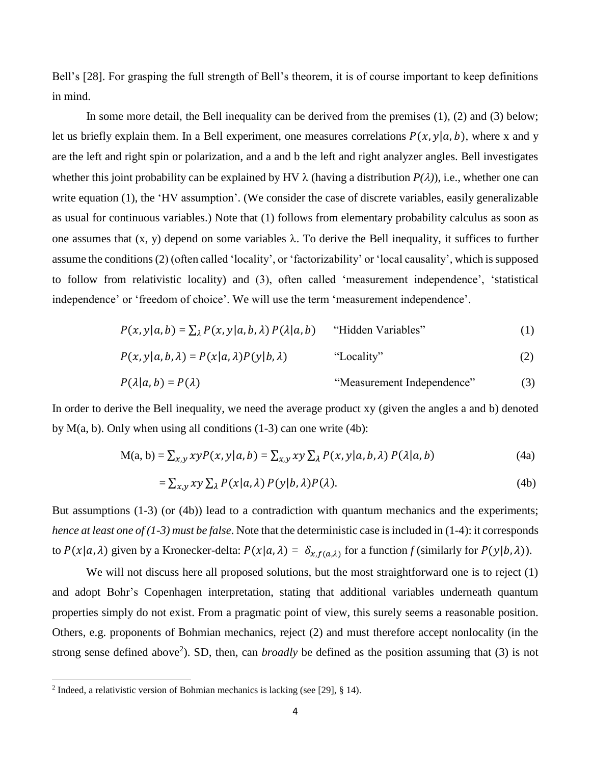Bell's [28]. For grasping the full strength of Bell's theorem, it is of course important to keep definitions in mind.

In some more detail, the Bell inequality can be derived from the premises (1), (2) and (3) below; let us briefly explain them. In a Bell experiment, one measures correlations $P(x, y|a, b)$, where x and y are the left and right spin or polarization, and a and b the left and right analyzer angles. Bell investigates whether this joint probability can be explained by HV $\lambda$ (having a distribution $P(\lambda)$), i.e., whether one can write equation (1), the 'HV assumption'. (We consider the case of discrete variables, easily generalizable as usual for continuous variables.) Note that (1) follows from elementary probability calculus as soon as one assumes that (x, y) depend on some variables $\lambda$. To derive the Bell inequality, it suffices to further assume the conditions (2) (often called 'locality', or 'factorizability' or 'local causality', which is supposed to follow from relativistic locality) and (3), often called 'measurement independence', 'statistical independence' or 'freedom of choice'. We will use the term 'measurement independence'.

$$P(x, y|a, b) = \sum_{\lambda} P(x, y|a, b, \lambda)\, P(\lambda|a, b) \qquad \text{"Hidden Variables"} \qquad (1)$$

$$P(x, y|a, b, \lambda) = P(x|a, \lambda)P(y|b, \lambda) \qquad \text{"Locality"} \qquad (2)$$

$$P(\lambda|a, b) = P(\lambda) \qquad \text{"Measurement Independence"} \qquad (3)$$

In order to derive the Bell inequality, we need the average product xy (given the angles a and b) denoted by M(a, b). Only when using all conditions (1-3) can one write (4b):

$$\mathrm{M(a, b)} = \sum_{x,y} xyP(x, y|a, b) = \sum_{x,y} xy \sum_{\lambda} P(x, y|a, b, \lambda)\, P(\lambda|a, b) \qquad (4a)$$

$$= \sum_{x,y} xy \sum_{\lambda} P(x|a, \lambda)\, P(y|b, \lambda)P(\lambda). \qquad (4b)$$

But assumptions (1-3) (or (4b)) lead to a contradiction with quantum mechanics and the experiments; *hence at least one of (1-3) must be false*. Note that the deterministic case is included in (1-4): it corresponds to $P(x|a, \lambda)$ given by a Kronecker-delta: $P(x|a, \lambda) = \delta_{x,f(a,\lambda)}$ for a function *f* (similarly for $P(y|b, \lambda)$).

We will not discuss here all proposed solutions, but the most straightforward one is to reject (1) and adopt Bohr's Copenhagen interpretation, stating that additional variables underneath quantum properties simply do not exist. From a pragmatic point of view, this surely seems a reasonable position. Others, e.g. proponents of Bohmian mechanics, reject (2) and must therefore accept nonlocality (in the strong sense defined above[2]). SD, then, can *broadly* be defined as the position assuming that (3) is not

[2] Indeed, a relativistic version of Bohmian mechanics is lacking (see [29], § 14).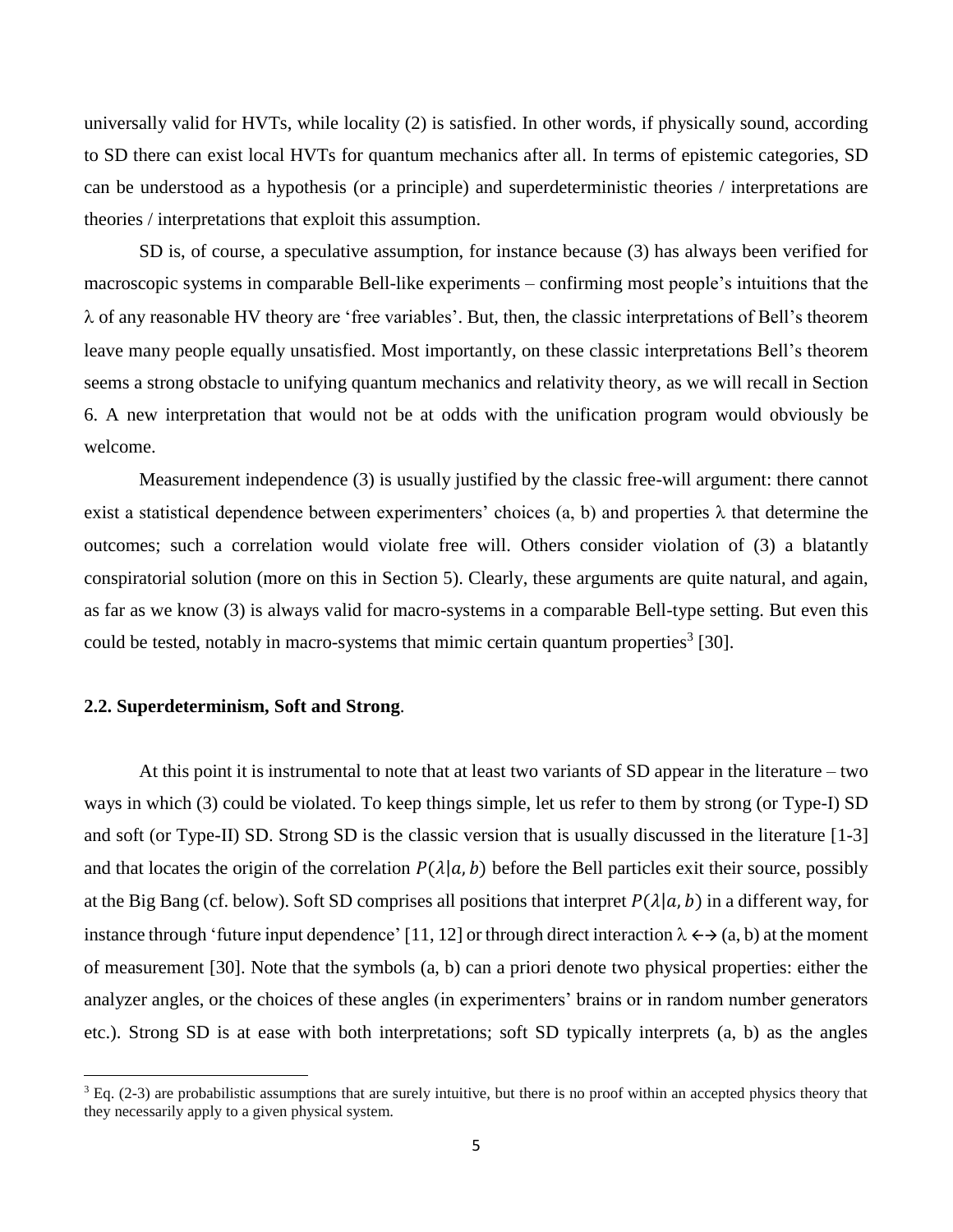universally valid for HVTs, while locality (2) is satisfied. In other words, if physically sound, according to SD there can exist local HVTs for quantum mechanics after all. In terms of epistemic categories, SD can be understood as a hypothesis (or a principle) and superdeterministic theories / interpretations are theories / interpretations that exploit this assumption.

SD is, of course, a speculative assumption, for instance because (3) has always been verified for macroscopic systems in comparable Bell-like experiments – confirming most people's intuitions that the $\lambda$ of any reasonable HV theory are 'free variables'. But, then, the classic interpretations of Bell's theorem leave many people equally unsatisfied. Most importantly, on these classic interpretations Bell's theorem seems a strong obstacle to unifying quantum mechanics and relativity theory, as we will recall in Section 6. A new interpretation that would not be at odds with the unification program would obviously be welcome.

Measurement independence (3) is usually justified by the classic free-will argument: there cannot exist a statistical dependence between experimenters' choices (a, b) and properties $\lambda$ that determine the outcomes; such a correlation would violate free will. Others consider violation of (3) a blatantly conspiratorial solution (more on this in Section 5). Clearly, these arguments are quite natural, and again, as far as we know (3) is always valid for macro-systems in a comparable Bell-type setting. But even this could be tested, notably in macro-systems that mimic certain quantum properties[3] [30].

## 2.2. Superdeterminism, Soft and Strong.

At this point it is instrumental to note that at least two variants of SD appear in the literature – two ways in which (3) could be violated. To keep things simple, let us refer to them by strong (or Type-I) SD and soft (or Type-II) SD. Strong SD is the classic version that is usually discussed in the literature [1-3] and that locates the origin of the correlation $P(\lambda|a, b)$ before the Bell particles exit their source, possibly at the Big Bang (cf. below). Soft SD comprises all positions that interpret $P(\lambda|a, b)$ in a different way, for instance through 'future input dependence' [11, 12] or through direct interaction $\lambda \leftrightarrow (a, b)$ at the moment of measurement [30]. Note that the symbols (a, b) can a priori denote two physical properties: either the analyzer angles, or the choices of these angles (in experimenters' brains or in random number generators etc.). Strong SD is at ease with both interpretations; soft SD typically interprets (a, b) as the angles

[3] Eq. (2-3) are probabilistic assumptions that are surely intuitive, but there is no proof within an accepted physics theory that they necessarily apply to a given physical system.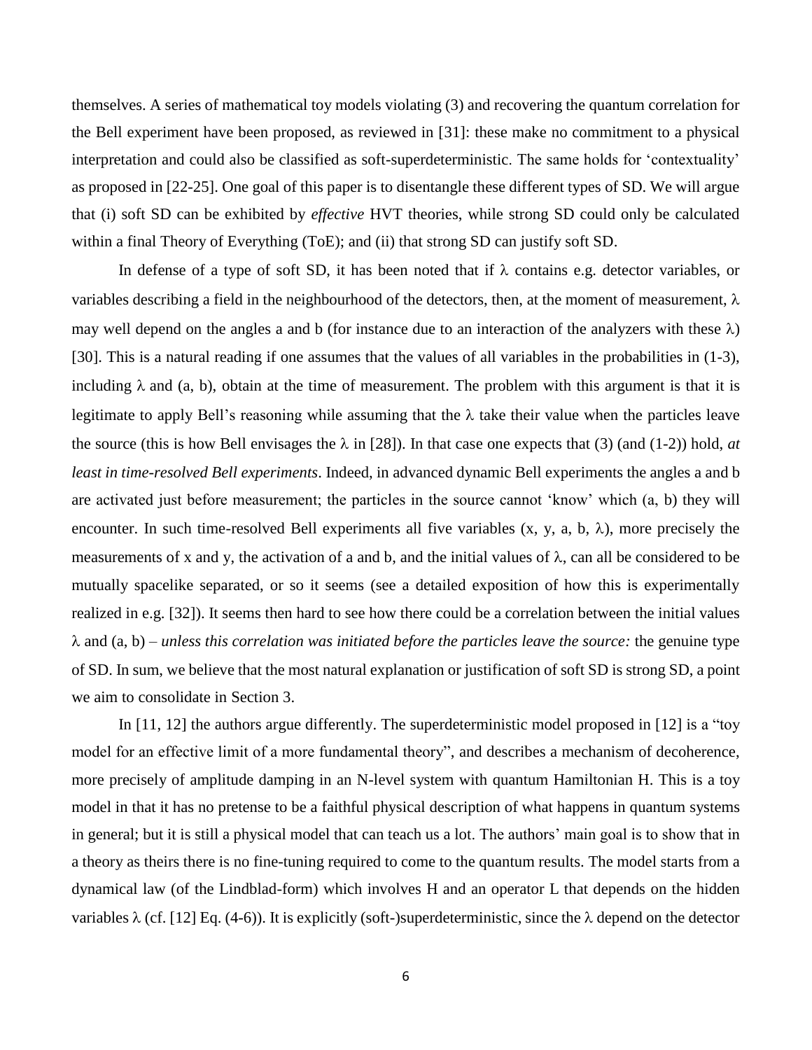themselves. A series of mathematical toy models violating (3) and recovering the quantum correlation for the Bell experiment have been proposed, as reviewed in [31]: these make no commitment to a physical interpretation and could also be classified as soft-superdeterministic. The same holds for 'contextuality' as proposed in [22-25]. One goal of this paper is to disentangle these different types of SD. We will argue that (i) soft SD can be exhibited by *effective* HVT theories, while strong SD could only be calculated within a final Theory of Everything (ToE); and (ii) that strong SD can justify soft SD.

In defense of a type of soft SD, it has been noted that if $\lambda$ contains e.g. detector variables, or variables describing a field in the neighbourhood of the detectors, then, at the moment of measurement, $\lambda$ may well depend on the angles a and b (for instance due to an interaction of the analyzers with these $\lambda$) [30]. This is a natural reading if one assumes that the values of all variables in the probabilities in (1-3), including $\lambda$ and (a, b), obtain at the time of measurement. The problem with this argument is that it is legitimate to apply Bell's reasoning while assuming that the $\lambda$ take their value when the particles leave the source (this is how Bell envisages the $\lambda$ in [28]). In that case one expects that (3) (and (1-2)) hold, *at least in time-resolved Bell experiments*. Indeed, in advanced dynamic Bell experiments the angles a and b are activated just before measurement; the particles in the source cannot 'know' which (a, b) they will encounter. In such time-resolved Bell experiments all five variables (x, y, a, b, $\lambda$), more precisely the measurements of x and y, the activation of a and b, and the initial values of $\lambda$, can all be considered to be mutually spacelike separated, or so it seems (see a detailed exposition of how this is experimentally realized in e.g. [32]). It seems then hard to see how there could be a correlation between the initial values $\lambda$ and (a, b) – *unless this correlation was initiated before the particles leave the source:* the genuine type of SD. In sum, we believe that the most natural explanation or justification of soft SD is strong SD, a point we aim to consolidate in Section 3.

In [11, 12] the authors argue differently. The superdeterministic model proposed in [12] is a "toy model for an effective limit of a more fundamental theory", and describes a mechanism of decoherence, more precisely of amplitude damping in an N-level system with quantum Hamiltonian H. This is a toy model in that it has no pretense to be a faithful physical description of what happens in quantum systems in general; but it is still a physical model that can teach us a lot. The authors' main goal is to show that in a theory as theirs there is no fine-tuning required to come to the quantum results. The model starts from a dynamical law (of the Lindblad-form) which involves H and an operator L that depends on the hidden variables $\lambda$ (cf. [12] Eq. (4-6)). It is explicitly (soft-)superdeterministic, since the $\lambda$ depend on the detector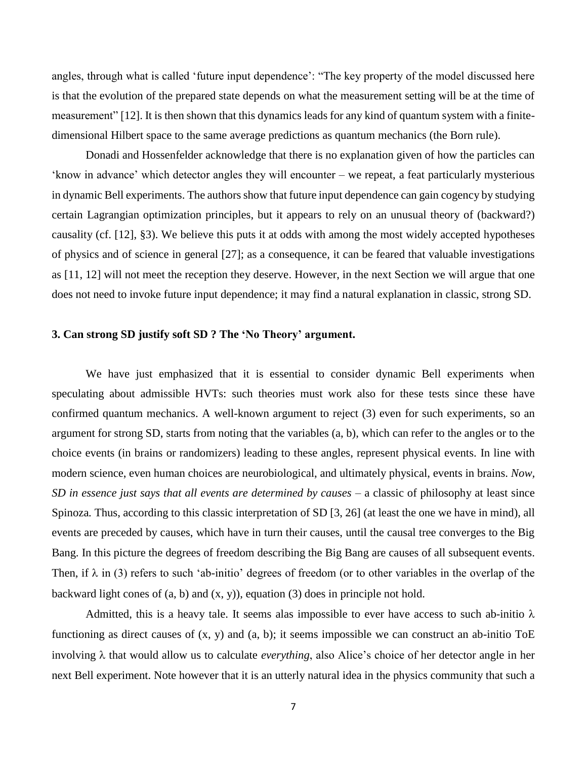angles, through what is called 'future input dependence': "The key property of the model discussed here is that the evolution of the prepared state depends on what the measurement setting will be at the time of measurement" [12]. It is then shown that this dynamics leads for any kind of quantum system with a finite-dimensional Hilbert space to the same average predictions as quantum mechanics (the Born rule).

Donadi and Hossenfelder acknowledge that there is no explanation given of how the particles can 'know in advance' which detector angles they will encounter – we repeat, a feat particularly mysterious in dynamic Bell experiments. The authors show that future input dependence can gain cogency by studying certain Lagrangian optimization principles, but it appears to rely on an unusual theory of (backward?) causality (cf. [12], §3). We believe this puts it at odds with among the most widely accepted hypotheses of physics and of science in general [27]; as a consequence, it can be feared that valuable investigations as [11, 12] will not meet the reception they deserve. However, in the next Section we will argue that one does not need to invoke future input dependence; it may find a natural explanation in classic, strong SD.

## 3. Can strong SD justify soft SD ? The 'No Theory' argument.

We have just emphasized that it is essential to consider dynamic Bell experiments when speculating about admissible HVTs: such theories must work also for these tests since these have confirmed quantum mechanics. A well-known argument to reject (3) even for such experiments, so an argument for strong SD, starts from noting that the variables (a, b), which can refer to the angles or to the choice events (in brains or randomizers) leading to these angles, represent physical events. In line with modern science, even human choices are neurobiological, and ultimately physical, events in brains. *Now, SD in essence just says that all events are determined by causes* – a classic of philosophy at least since Spinoza. Thus, according to this classic interpretation of SD [3, 26] (at least the one we have in mind), all events are preceded by causes, which have in turn their causes, until the causal tree converges to the Big Bang. In this picture the degrees of freedom describing the Big Bang are causes of all subsequent events. Then, if $\lambda$ in (3) refers to such 'ab-initio' degrees of freedom (or to other variables in the overlap of the backward light cones of (a, b) and (x, y)), equation (3) does in principle not hold.

Admitted, this is a heavy tale. It seems alas impossible to ever have access to such ab-initio $\lambda$ functioning as direct causes of (x, y) and (a, b); it seems impossible we can construct an ab-initio ToE involving $\lambda$ that would allow us to calculate *everything*, also Alice's choice of her detector angle in her next Bell experiment. Note however that it is an utterly natural idea in the physics community that such a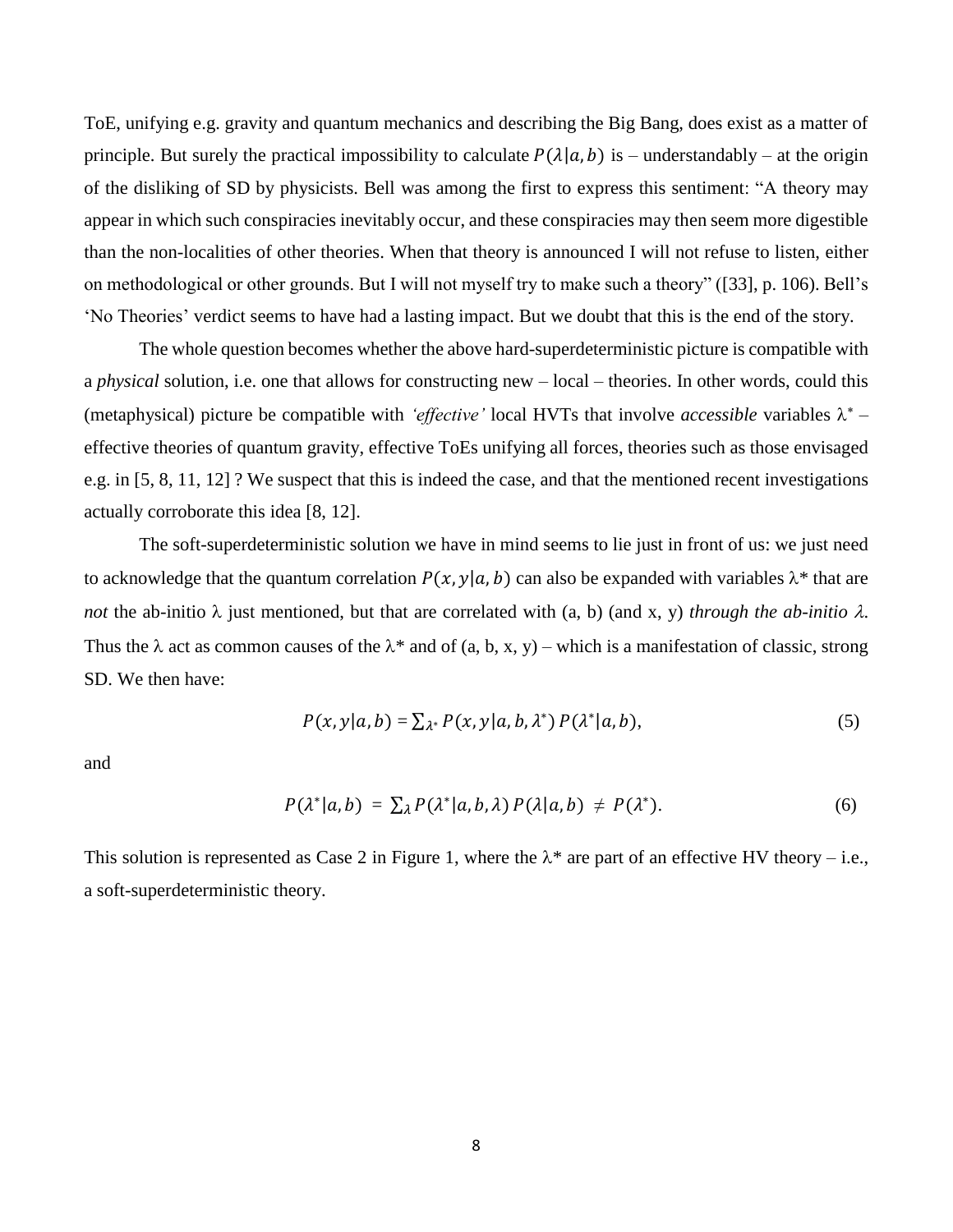ToE, unifying e.g. gravity and quantum mechanics and describing the Big Bang, does exist as a matter of principle. But surely the practical impossibility to calculate $P(\lambda|a, b)$ is – understandably – at the origin of the disliking of SD by physicists. Bell was among the first to express this sentiment: "A theory may appear in which such conspiracies inevitably occur, and these conspiracies may then seem more digestible than the non-localities of other theories. When that theory is announced I will not refuse to listen, either on methodological or other grounds. But I will not myself try to make such a theory" ([33], p. 106). Bell's 'No Theories' verdict seems to have had a lasting impact. But we doubt that this is the end of the story.

The whole question becomes whether the above hard-superdeterministic picture is compatible with a *physical* solution, i.e. one that allows for constructing new – local – theories. In other words, could this (metaphysical) picture be compatible with *'effective'* local HVTs that involve *accessible* variables $\lambda^*$ – effective theories of quantum gravity, effective ToEs unifying all forces, theories such as those envisaged e.g. in [5, 8, 11, 12] ? We suspect that this is indeed the case, and that the mentioned recent investigations actually corroborate this idea [8, 12].

The soft-superdeterministic solution we have in mind seems to lie just in front of us: we just need to acknowledge that the quantum correlation $P(x, y|a, b)$ can also be expanded with variables $\lambda^*$ that are *not* the ab-initio $\lambda$ just mentioned, but that are correlated with (a, b) (and x, y) *through the ab-initio $\lambda$.* Thus the $\lambda$ act as common causes of the $\lambda^*$ and of (a, b, x, y) – which is a manifestation of classic, strong SD. We then have:

$$P(x, y|a, b) = \sum_{\lambda^*} P(x, y|a, b, \lambda^*)\, P(\lambda^*|a, b), \tag{5}$$

and

$$P(\lambda^*|a, b) \;=\; \sum_{\lambda} P(\lambda^*|a, b, \lambda)\, P(\lambda|a, b) \;\neq\; P(\lambda^*). \tag{6}$$

This solution is represented as Case 2 in Figure 1, where the $\lambda^*$ are part of an effective HV theory – i.e., a soft-superdeterministic theory.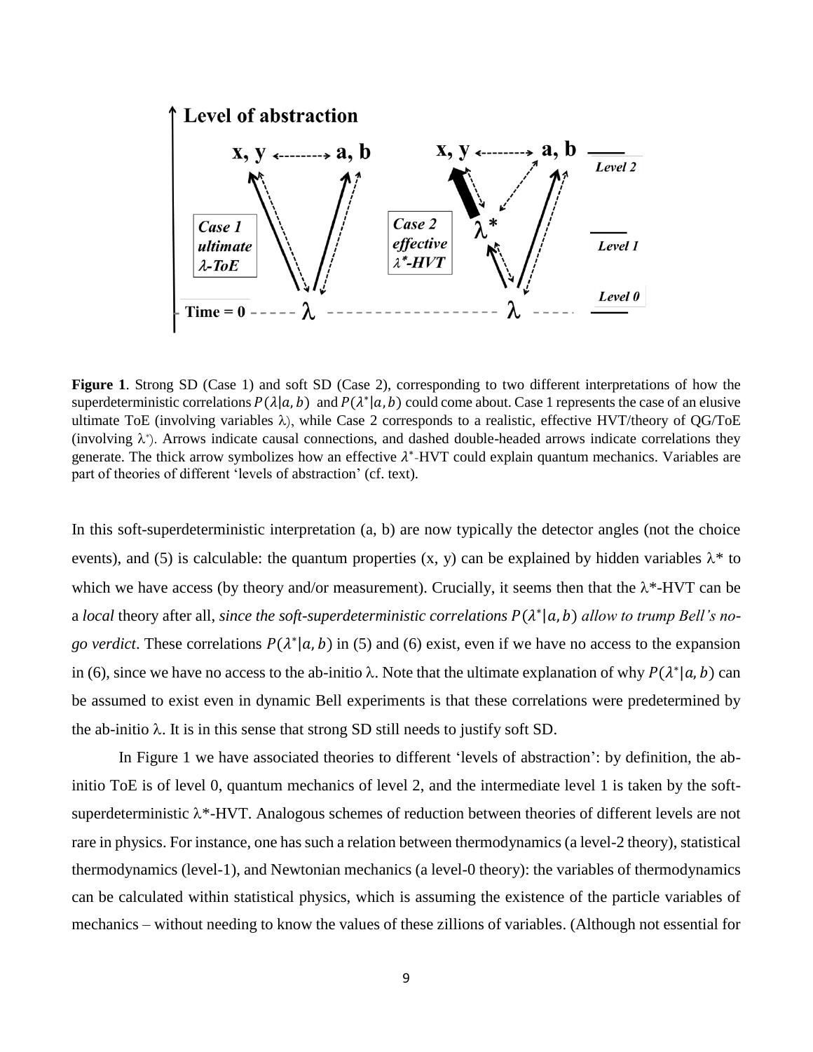**Figure 1**. Strong SD (Case 1) and soft SD (Case 2), corresponding to two different interpretations of how the superdeterministic correlations $P(\lambda|a,b)$ and $P(\lambda^*|a,b)$ could come about. Case 1 represents the case of an elusive ultimate ToE (involving variables $\lambda$), while Case 2 corresponds to a realistic, effective HVT/theory of QG/ToE (involving $\lambda^*$). Arrows indicate causal connections, and dashed double-headed arrows indicate correlations they generate. The thick arrow symbolizes how an effective $\lambda^*$-HVT could explain quantum mechanics. Variables are part of theories of different 'levels of abstraction' (cf. text).

In this soft-superdeterministic interpretation (a, b) are now typically the detector angles (not the choice events), and (5) is calculable: the quantum properties (x, y) can be explained by hidden variables $\lambda^*$ to which we have access (by theory and/or measurement). Crucially, it seems then that the $\lambda^*$-HVT can be a *local* theory after all, *since the soft-superdeterministic correlations $P(\lambda^*|a,b)$ allow to trump Bell's no-go verdict*. These correlations $P(\lambda^*|a,b)$ in (5) and (6) exist, even if we have no access to the expansion in (6), since we have no access to the ab-initio $\lambda$. Note that the ultimate explanation of why $P(\lambda^*|a,b)$ can be assumed to exist even in dynamic Bell experiments is that these correlations were predetermined by the ab-initio $\lambda$. It is in this sense that strong SD still needs to justify soft SD.

In Figure 1 we have associated theories to different 'levels of abstraction': by definition, the ab-initio ToE is of level 0, quantum mechanics of level 2, and the intermediate level 1 is taken by the soft-superdeterministic $\lambda^*$-HVT. Analogous schemes of reduction between theories of different levels are not rare in physics. For instance, one has such a relation between thermodynamics (a level-2 theory), statistical thermodynamics (level-1), and Newtonian mechanics (a level-0 theory): the variables of thermodynamics can be calculated within statistical physics, which is assuming the existence of the particle variables of mechanics – without needing to know the values of these zillions of variables. (Although not essential for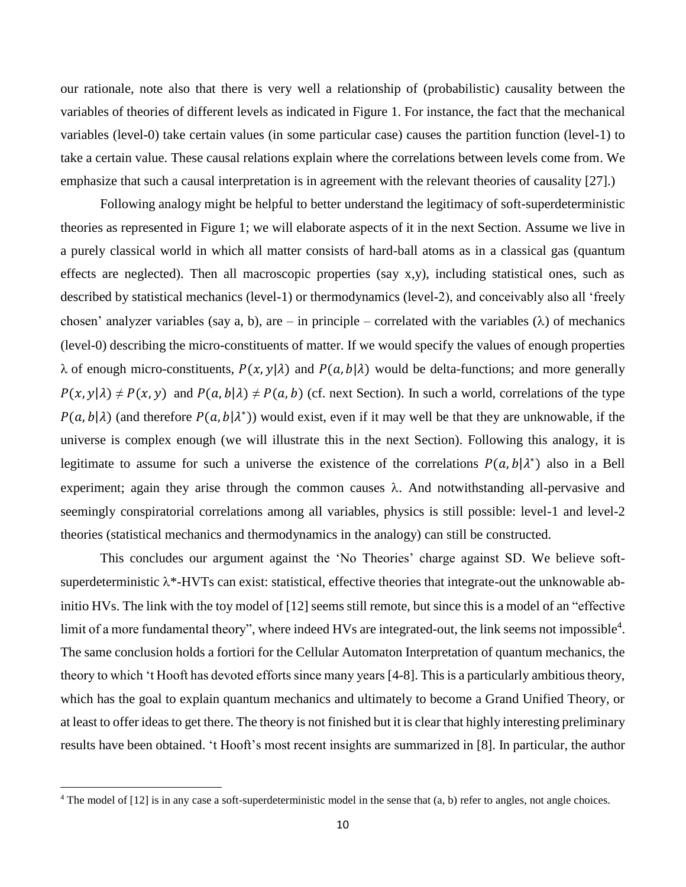our rationale, note also that there is very well a relationship of (probabilistic) causality between the variables of theories of different levels as indicated in Figure 1. For instance, the fact that the mechanical variables (level-0) take certain values (in some particular case) causes the partition function (level-1) to take a certain value. These causal relations explain where the correlations between levels come from. We emphasize that such a causal interpretation is in agreement with the relevant theories of causality [27].)

Following analogy might be helpful to better understand the legitimacy of soft-superdeterministic theories as represented in Figure 1; we will elaborate aspects of it in the next Section. Assume we live in a purely classical world in which all matter consists of hard-ball atoms as in a classical gas (quantum effects are neglected). Then all macroscopic properties (say x,y), including statistical ones, such as described by statistical mechanics (level-1) or thermodynamics (level-2), and conceivably also all 'freely chosen' analyzer variables (say a, b), are – in principle – correlated with the variables ($\lambda$) of mechanics (level-0) describing the micro-constituents of matter. If we would specify the values of enough properties $\lambda$ of enough micro-constituents, $P(x, y|\lambda)$ and $P(a, b|\lambda)$ would be delta-functions; and more generally $P(x, y|\lambda) \neq P(x, y)$ and $P(a, b|\lambda) \neq P(a, b)$ (cf. next Section). In such a world, correlations of the type $P(a, b|\lambda)$ (and therefore $P(a, b|\lambda^*)$) would exist, even if it may well be that they are unknowable, if the universe is complex enough (we will illustrate this in the next Section). Following this analogy, it is legitimate to assume for such a universe the existence of the correlations $P(a, b|\lambda^*)$ also in a Bell experiment; again they arise through the common causes $\lambda$. And notwithstanding all-pervasive and seemingly conspiratorial correlations among all variables, physics is still possible: level-1 and level-2 theories (statistical mechanics and thermodynamics in the analogy) can still be constructed.

This concludes our argument against the 'No Theories' charge against SD. We believe soft-superdeterministic $\lambda^*$-HVTs can exist: statistical, effective theories that integrate-out the unknowable ab-initio HVs. The link with the toy model of [12] seems still remote, but since this is a model of an "effective limit of a more fundamental theory", where indeed HVs are integrated-out, the link seems not impossible[4]. The same conclusion holds a fortiori for the Cellular Automaton Interpretation of quantum mechanics, the theory to which 't Hooft has devoted efforts since many years [4-8]. This is a particularly ambitious theory, which has the goal to explain quantum mechanics and ultimately to become a Grand Unified Theory, or at least to offer ideas to get there. The theory is not finished but it is clear that highly interesting preliminary results have been obtained. 't Hooft's most recent insights are summarized in [8]. In particular, the author

[4] The model of [12] is in any case a soft-superdeterministic model in the sense that (a, b) refer to angles, not angle choices.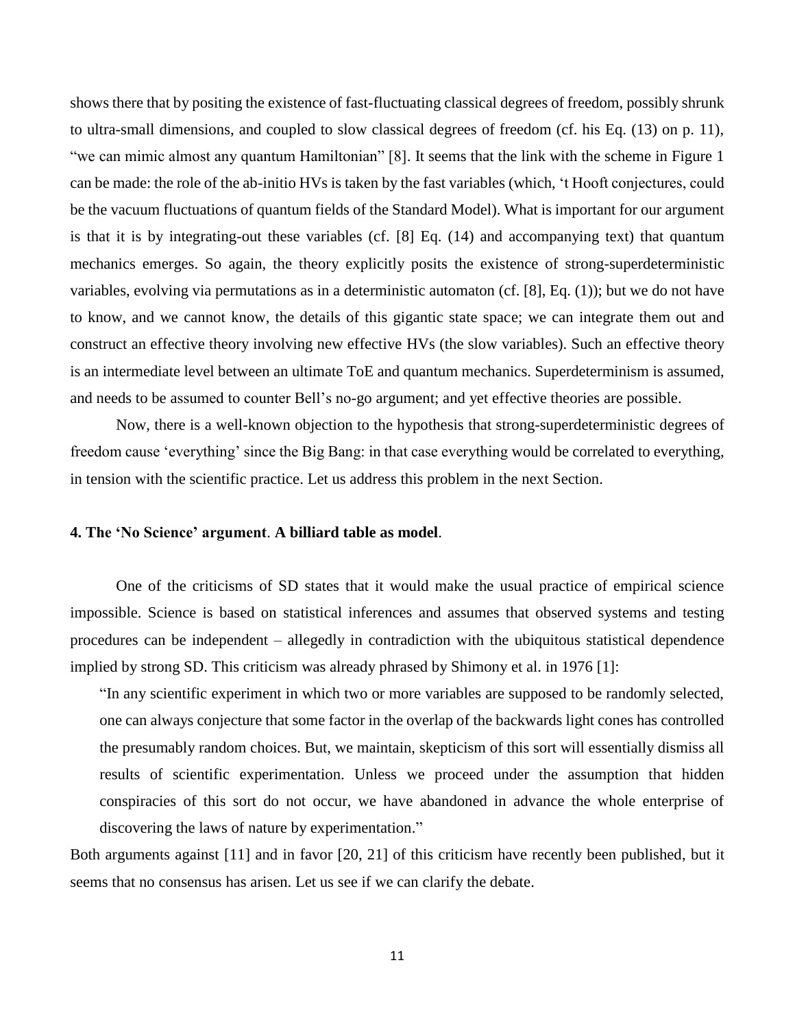shows there that by positing the existence of fast-fluctuating classical degrees of freedom, possibly shrunk to ultra-small dimensions, and coupled to slow classical degrees of freedom (cf. his Eq. (13) on p. 11), "we can mimic almost any quantum Hamiltonian" [8]. It seems that the link with the scheme in Figure 1 can be made: the role of the ab-initio HVs is taken by the fast variables (which, 't Hooft conjectures, could be the vacuum fluctuations of quantum fields of the Standard Model). What is important for our argument is that it is by integrating-out these variables (cf. [8] Eq. (14) and accompanying text) that quantum mechanics emerges. So again, the theory explicitly posits the existence of strong-superdeterministic variables, evolving via permutations as in a deterministic automaton (cf. [8], Eq. (1)); but we do not have to know, and we cannot know, the details of this gigantic state space; we can integrate them out and construct an effective theory involving new effective HVs (the slow variables). Such an effective theory is an intermediate level between an ultimate ToE and quantum mechanics. Superdeterminism is assumed, and needs to be assumed to counter Bell's no-go argument; and yet effective theories are possible.

Now, there is a well-known objection to the hypothesis that strong-superdeterministic degrees of freedom cause 'everything' since the Big Bang: in that case everything would be correlated to everything, in tension with the scientific practice. Let us address this problem in the next Section.

## 4. The 'No Science' argument. A billiard table as model.

One of the criticisms of SD states that it would make the usual practice of empirical science impossible. Science is based on statistical inferences and assumes that observed systems and testing procedures can be independent – allegedly in contradiction with the ubiquitous statistical dependence implied by strong SD. This criticism was already phrased by Shimony et al. in 1976 [1]:

> "In any scientific experiment in which two or more variables are supposed to be randomly selected, one can always conjecture that some factor in the overlap of the backwards light cones has controlled the presumably random choices. But, we maintain, skepticism of this sort will essentially dismiss all results of scientific experimentation. Unless we proceed under the assumption that hidden conspiracies of this sort do not occur, we have abandoned in advance the whole enterprise of discovering the laws of nature by experimentation."

Both arguments against [11] and in favor [20, 21] of this criticism have recently been published, but it seems that no consensus has arisen. Let us see if we can clarify the debate.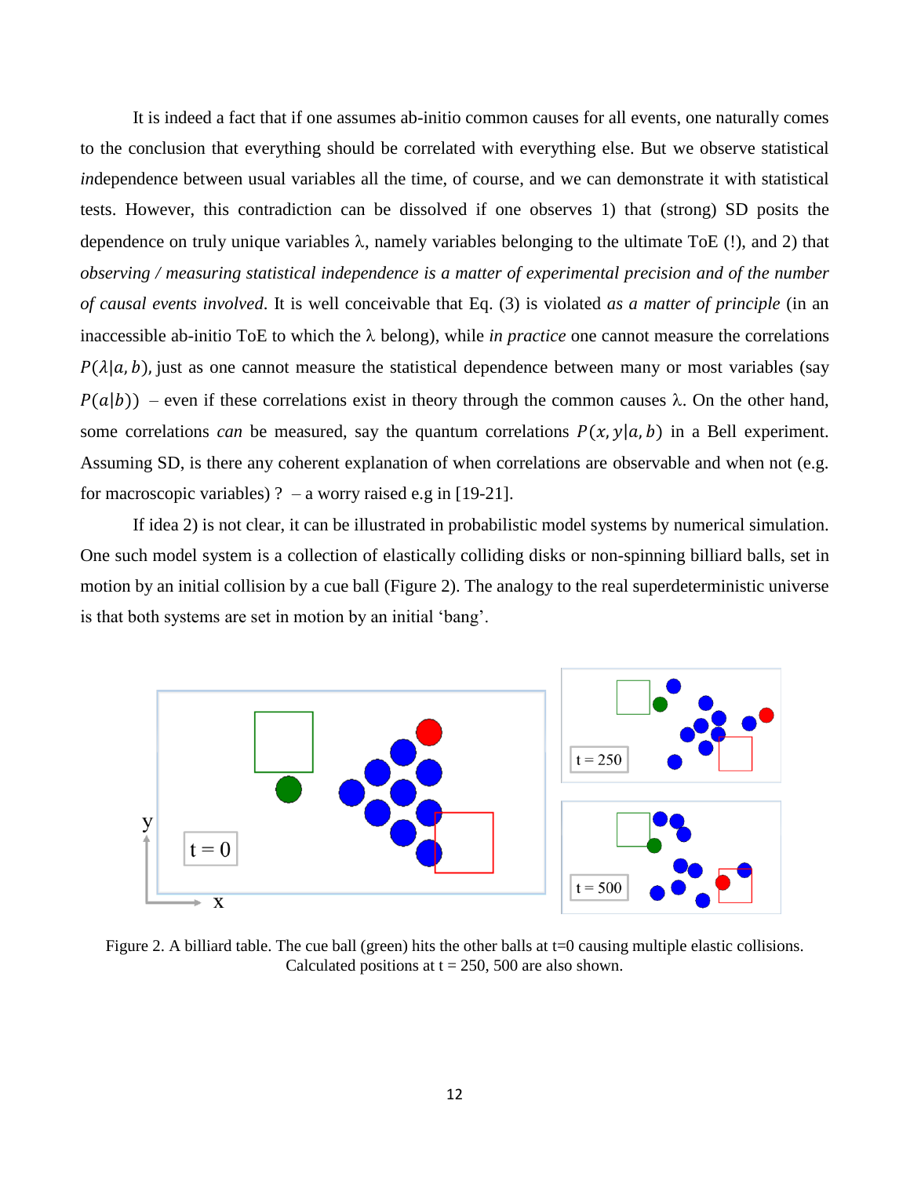It is indeed a fact that if one assumes ab-initio common causes for all events, one naturally comes to the conclusion that everything should be correlated with everything else. But we observe statistical *in*dependence between usual variables all the time, of course, and we can demonstrate it with statistical tests. However, this contradiction can be dissolved if one observes 1) that (strong) SD posits the dependence on truly unique variables λ, namely variables belonging to the ultimate ToE (!), and 2) that *observing / measuring statistical independence is a matter of experimental precision and of the number of causal events involved*. It is well conceivable that Eq. (3) is violated *as a matter of principle* (in an inaccessible ab-initio ToE to which the λ belong), while *in practice* one cannot measure the correlations $P(\lambda|a, b)$, just as one cannot measure the statistical dependence between many or most variables (say $P(a|b)$) – even if these correlations exist in theory through the common causes λ. On the other hand, some correlations *can* be measured, say the quantum correlations $P(x, y|a, b)$ in a Bell experiment. Assuming SD, is there any coherent explanation of when correlations are observable and when not (e.g. for macroscopic variables) ? – a worry raised e.g in [19-21].

If idea 2) is not clear, it can be illustrated in probabilistic model systems by numerical simulation. One such model system is a collection of elastically colliding disks or non-spinning billiard balls, set in motion by an initial collision by a cue ball (Figure 2). The analogy to the real superdeterministic universe is that both systems are set in motion by an initial 'bang'.

Figure 2. A billiard table. The cue ball (green) hits the other balls at t=0 causing multiple elastic collisions. Calculated positions at t = 250, 500 are also shown.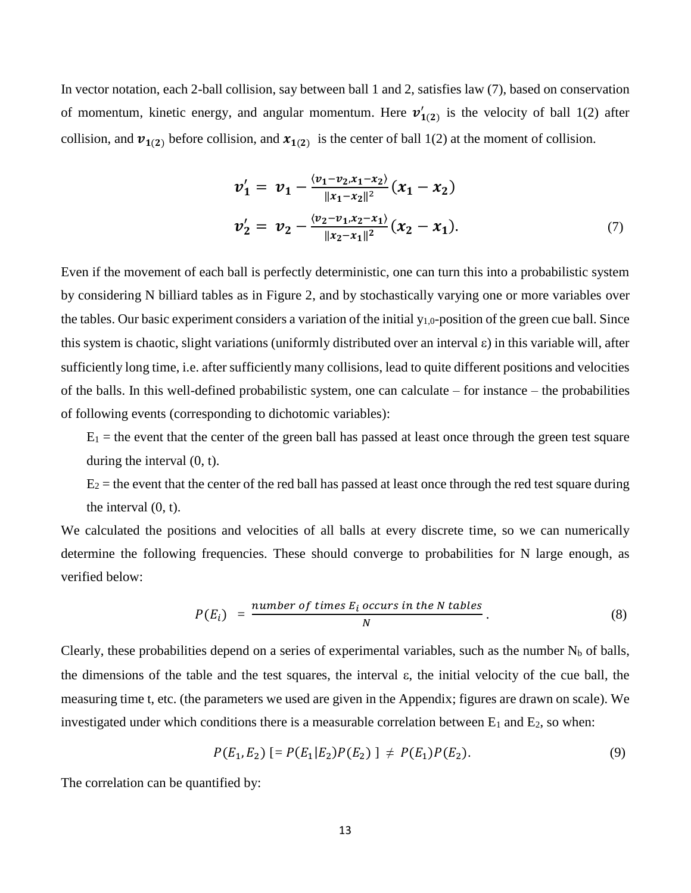In vector notation, each 2-ball collision, say between ball 1 and 2, satisfies law (7), based on conservation of momentum, kinetic energy, and angular momentum. Here $\boldsymbol{v}'_{\boldsymbol{1(2)}}$ is the velocity of ball 1(2) after collision, and $\boldsymbol{v}_{\boldsymbol{1(2)}}$ before collision, and $\boldsymbol{x}_{\boldsymbol{1(2)}}$ is the center of ball 1(2) at the moment of collision.

$$\begin{aligned} \boldsymbol{v}'_{\boldsymbol{1}} &= \boldsymbol{v}_{\boldsymbol{1}} - \frac{\langle \boldsymbol{v}_{\boldsymbol{1}} - \boldsymbol{v}_{\boldsymbol{2}}, \boldsymbol{x}_{\boldsymbol{1}} - \boldsymbol{x}_{\boldsymbol{2}} \rangle}{\| \boldsymbol{x}_{\boldsymbol{1}} - \boldsymbol{x}_{\boldsymbol{2}} \|^2} (\boldsymbol{x}_{\boldsymbol{1}} - \boldsymbol{x}_{\boldsymbol{2}}) \\ \boldsymbol{v}'_{\boldsymbol{2}} &= \boldsymbol{v}_{\boldsymbol{2}} - \frac{\langle \boldsymbol{v}_{\boldsymbol{2}} - \boldsymbol{v}_{\boldsymbol{1}}, \boldsymbol{x}_{\boldsymbol{2}} - \boldsymbol{x}_{\boldsymbol{1}} \rangle}{\| \boldsymbol{x}_{\boldsymbol{2}} - \boldsymbol{x}_{\boldsymbol{1}} \|^2} (\boldsymbol{x}_{\boldsymbol{2}} - \boldsymbol{x}_{\boldsymbol{1}}). \end{aligned} \tag{7}$$

Even if the movement of each ball is perfectly deterministic, one can turn this into a probabilistic system by considering N billiard tables as in Figure 2, and by stochastically varying one or more variables over the tables. Our basic experiment considers a variation of the initial $y_{1,0}$-position of the green cue ball. Since this system is chaotic, slight variations (uniformly distributed over an interval $\varepsilon$) in this variable will, after sufficiently long time, i.e. after sufficiently many collisions, lead to quite different positions and velocities of the balls. In this well-defined probabilistic system, one can calculate – for instance – the probabilities of following events (corresponding to dichotomic variables):

$E_1$ = the event that the center of the green ball has passed at least once through the green test square during the interval (0, t).

$E_2$ = the event that the center of the red ball has passed at least once through the red test square during the interval (0, t).

We calculated the positions and velocities of all balls at every discrete time, so we can numerically determine the following frequencies. These should converge to probabilities for N large enough, as verified below:

$$P(E_i) \;=\; \frac{number\ of\ times\ E_i\ occurs\ in\ the\ N\ tables}{N}. \tag{8}$$

Clearly, these probabilities depend on a series of experimental variables, such as the number $N_b$ of balls, the dimensions of the table and the test squares, the interval $\varepsilon$, the initial velocity of the cue ball, the measuring time t, etc. (the parameters we used are given in the Appendix; figures are drawn on scale). We investigated under which conditions there is a measurable correlation between $E_1$ and $E_2$, so when:

$$P(E_1, E_2)\ [= P(E_1|E_2)P(E_2)\ ] \neq P(E_1)P(E_2). \tag{9}$$

The correlation can be quantified by: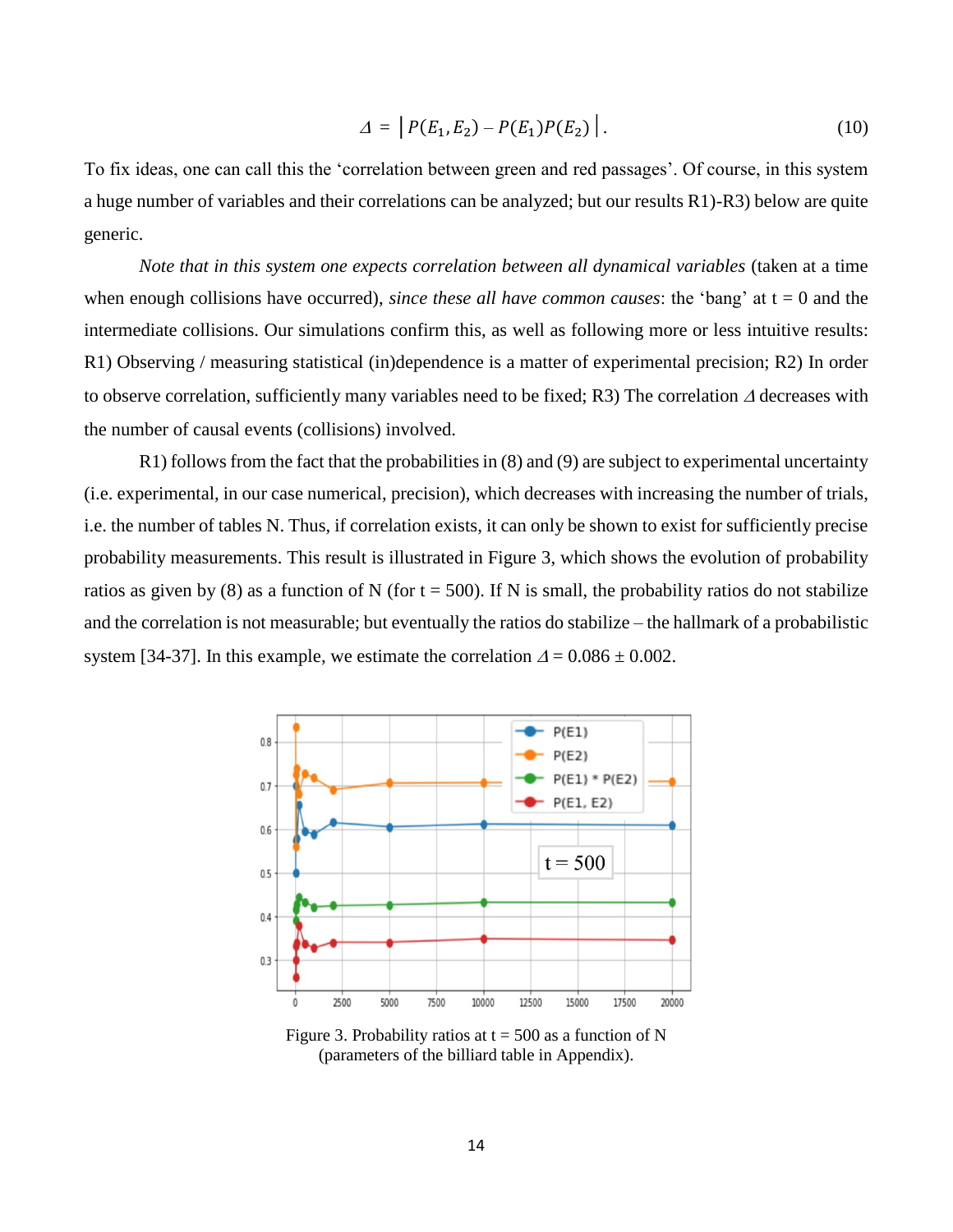$$\varDelta = \left| P(E_1, E_2) - P(E_1)P(E_2) \right|. \tag{10}$$

To fix ideas, one can call this the 'correlation between green and red passages'. Of course, in this system a huge number of variables and their correlations can be analyzed; but our results R1)-R3) below are quite generic.

*Note that in this system one expects correlation between all dynamical variables* (taken at a time when enough collisions have occurred), *since these all have common causes*: the 'bang' at t = 0 and the intermediate collisions. Our simulations confirm this, as well as following more or less intuitive results: R1) Observing / measuring statistical (in)dependence is a matter of experimental precision; R2) In order to observe correlation, sufficiently many variables need to be fixed; R3) The correlation $\varDelta$ decreases with the number of causal events (collisions) involved.

R1) follows from the fact that the probabilities in (8) and (9) are subject to experimental uncertainty (i.e. experimental, in our case numerical, precision), which decreases with increasing the number of trials, i.e. the number of tables N. Thus, if correlation exists, it can only be shown to exist for sufficiently precise probability measurements. This result is illustrated in Figure 3, which shows the evolution of probability ratios as given by (8) as a function of N (for t = 500). If N is small, the probability ratios do not stabilize and the correlation is not measurable; but eventually the ratios do stabilize – the hallmark of a probabilistic system [34-37]. In this example, we estimate the correlation $\varDelta = 0.086 \pm 0.002$.

Figure 3. Probability ratios at t = 500 as a function of N (parameters of the billiard table in Appendix).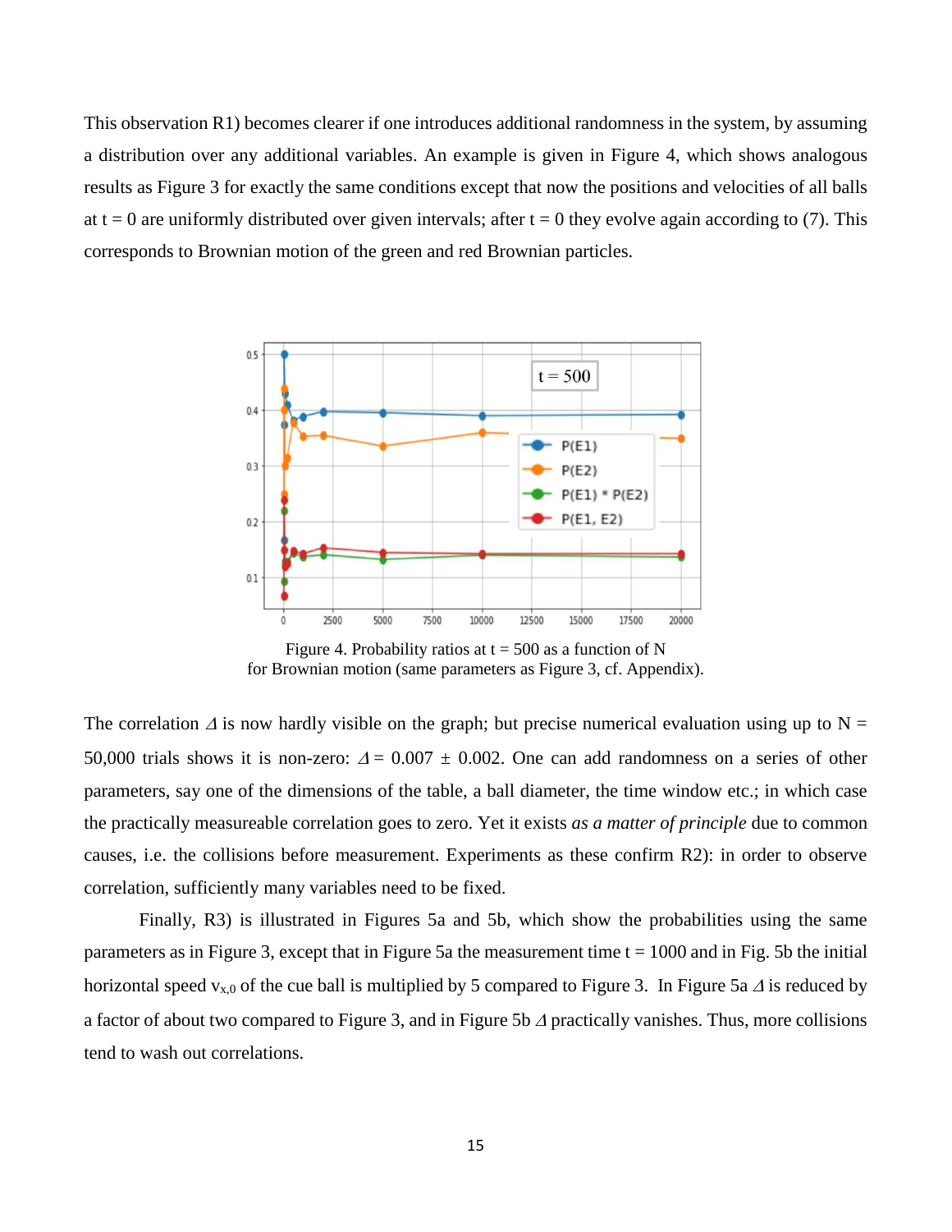This observation R1) becomes clearer if one introduces additional randomness in the system, by assuming a distribution over any additional variables. An example is given in Figure 4, which shows analogous results as Figure 3 for exactly the same conditions except that now the positions and velocities of all balls at t = 0 are uniformly distributed over given intervals; after t = 0 they evolve again according to (7). This corresponds to Brownian motion of the green and red Brownian particles.

Figure 4. Probability ratios at t = 500 as a function of N for Brownian motion (same parameters as Figure 3, cf. Appendix).

The correlation $\Delta$ is now hardly visible on the graph; but precise numerical evaluation using up to N = 50,000 trials shows it is non-zero: $\Delta = 0.007 \pm 0.002$. One can add randomness on a series of other parameters, say one of the dimensions of the table, a ball diameter, the time window etc.; in which case the practically measureable correlation goes to zero. Yet it exists *as a matter of principle* due to common causes, i.e. the collisions before measurement. Experiments as these confirm R2): in order to observe correlation, sufficiently many variables need to be fixed.

Finally, R3) is illustrated in Figures 5a and 5b, which show the probabilities using the same parameters as in Figure 3, except that in Figure 5a the measurement time t = 1000 and in Fig. 5b the initial horizontal speed $v_{x,0}$ of the cue ball is multiplied by 5 compared to Figure 3. In Figure 5a $\Delta$ is reduced by a factor of about two compared to Figure 3, and in Figure 5b $\Delta$ practically vanishes. Thus, more collisions tend to wash out correlations.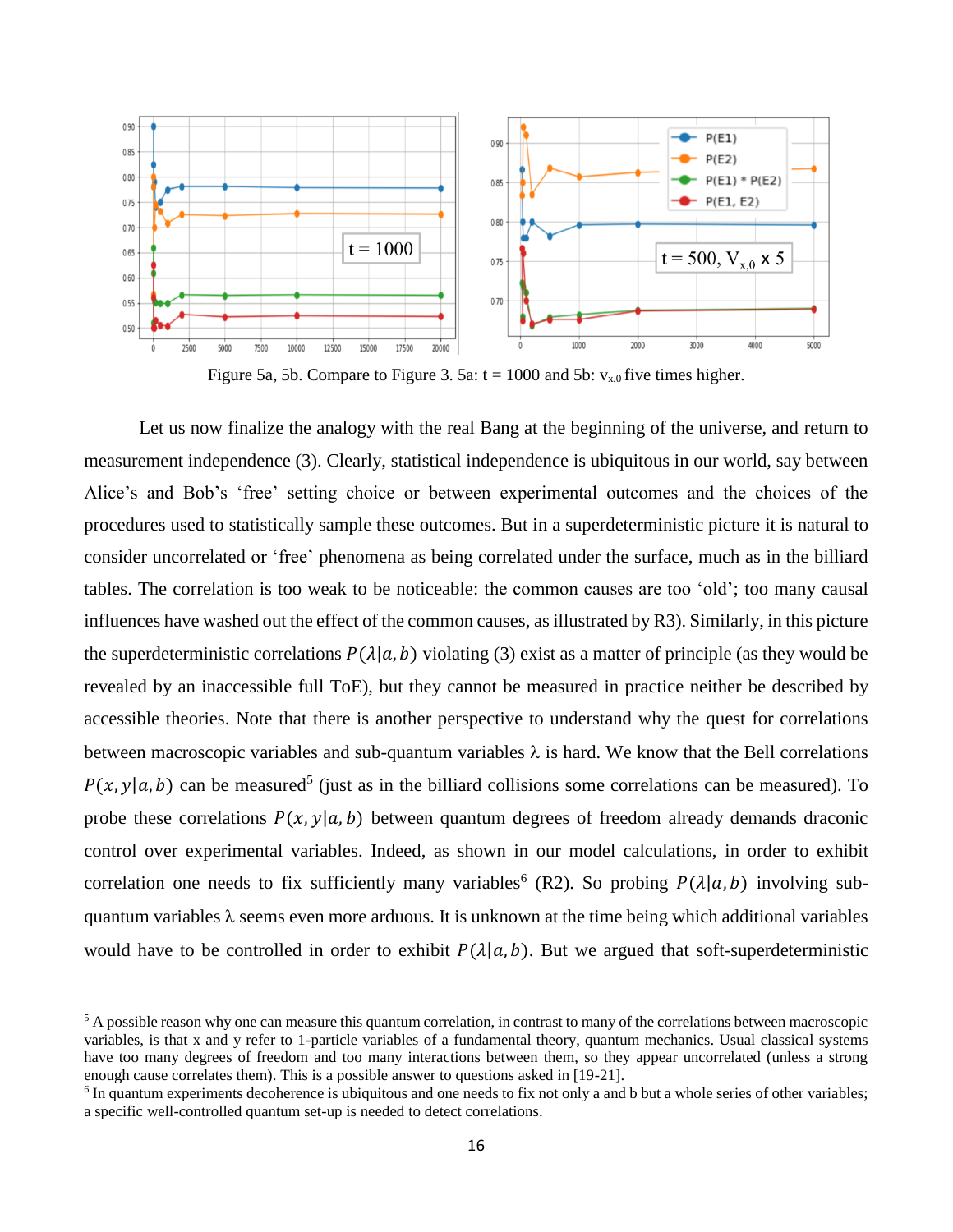Figure 5a, 5b. Compare to Figure 3. 5a: t = 1000 and 5b: $v_{x,0}$ five times higher.

Let us now finalize the analogy with the real Bang at the beginning of the universe, and return to measurement independence (3). Clearly, statistical independence is ubiquitous in our world, say between Alice's and Bob's 'free' setting choice or between experimental outcomes and the choices of the procedures used to statistically sample these outcomes. But in a superdeterministic picture it is natural to consider uncorrelated or 'free' phenomena as being correlated under the surface, much as in the billiard tables. The correlation is too weak to be noticeable: the common causes are too 'old'; too many causal influences have washed out the effect of the common causes, as illustrated by R3). Similarly, in this picture the superdeterministic correlations $P(\lambda|a,b)$ violating (3) exist as a matter of principle (as they would be revealed by an inaccessible full ToE), but they cannot be measured in practice neither be described by accessible theories. Note that there is another perspective to understand why the quest for correlations between macroscopic variables and sub-quantum variables λ is hard. We know that the Bell correlations $P(x,y|a,b)$ can be measured[5] (just as in the billiard collisions some correlations can be measured). To probe these correlations $P(x,y|a,b)$ between quantum degrees of freedom already demands draconic control over experimental variables. Indeed, as shown in our model calculations, in order to exhibit correlation one needs to fix sufficiently many variables[6] (R2). So probing $P(\lambda|a,b)$ involving sub-quantum variables λ seems even more arduous. It is unknown at the time being which additional variables would have to be controlled in order to exhibit $P(\lambda|a,b)$. But we argued that soft-superdeterministic

---

[5] A possible reason why one can measure this quantum correlation, in contrast to many of the correlations between macroscopic variables, is that x and y refer to 1-particle variables of a fundamental theory, quantum mechanics. Usual classical systems have too many degrees of freedom and too many interactions between them, so they appear uncorrelated (unless a strong enough cause correlates them). This is a possible answer to questions asked in [19-21].

[6] In quantum experiments decoherence is ubiquitous and one needs to fix not only a and b but a whole series of other variables; a specific well-controlled quantum set-up is needed to detect correlations.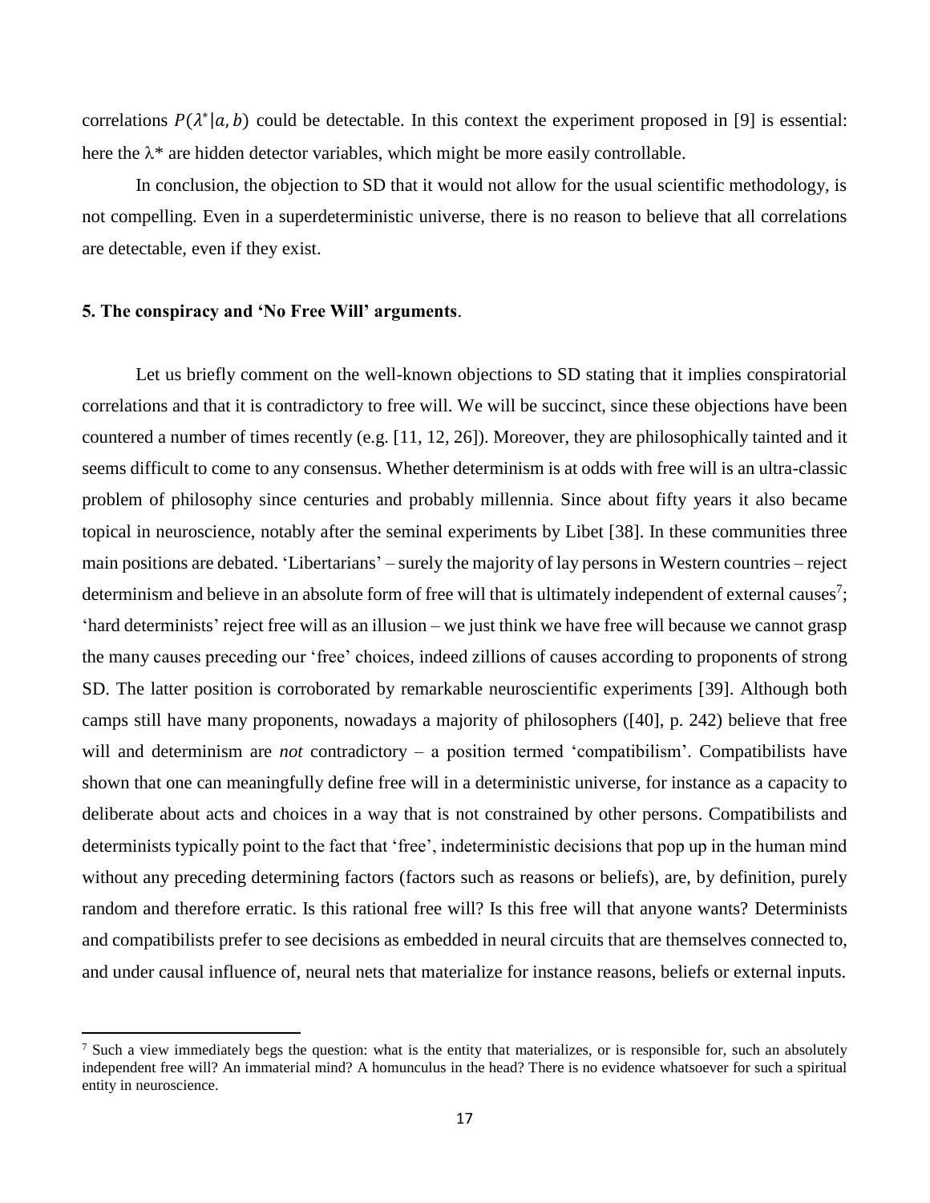correlations $P(\lambda^*|a, b)$ could be detectable. In this context the experiment proposed in [9] is essential: here the $\lambda^*$ are hidden detector variables, which might be more easily controllable.

In conclusion, the objection to SD that it would not allow for the usual scientific methodology, is not compelling. Even in a superdeterministic universe, there is no reason to believe that all correlations are detectable, even if they exist.

**5. The conspiracy and 'No Free Will' arguments**.

Let us briefly comment on the well-known objections to SD stating that it implies conspiratorial correlations and that it is contradictory to free will. We will be succinct, since these objections have been countered a number of times recently (e.g. [11, 12, 26]). Moreover, they are philosophically tainted and it seems difficult to come to any consensus. Whether determinism is at odds with free will is an ultra-classic problem of philosophy since centuries and probably millennia. Since about fifty years it also became topical in neuroscience, notably after the seminal experiments by Libet [38]. In these communities three main positions are debated. 'Libertarians' – surely the majority of lay persons in Western countries – reject determinism and believe in an absolute form of free will that is ultimately independent of external causes[7]; 'hard determinists' reject free will as an illusion – we just think we have free will because we cannot grasp the many causes preceding our 'free' choices, indeed zillions of causes according to proponents of strong SD. The latter position is corroborated by remarkable neuroscientific experiments [39]. Although both camps still have many proponents, nowadays a majority of philosophers ([40], p. 242) believe that free will and determinism are *not* contradictory – a position termed 'compatibilism'. Compatibilists have shown that one can meaningfully define free will in a deterministic universe, for instance as a capacity to deliberate about acts and choices in a way that is not constrained by other persons. Compatibilists and determinists typically point to the fact that 'free', indeterministic decisions that pop up in the human mind without any preceding determining factors (factors such as reasons or beliefs), are, by definition, purely random and therefore erratic. Is this rational free will? Is this free will that anyone wants? Determinists and compatibilists prefer to see decisions as embedded in neural circuits that are themselves connected to, and under causal influence of, neural nets that materialize for instance reasons, beliefs or external inputs.

[7] Such a view immediately begs the question: what is the entity that materializes, or is responsible for, such an absolutely independent free will? An immaterial mind? A homunculus in the head? There is no evidence whatsoever for such a spiritual entity in neuroscience.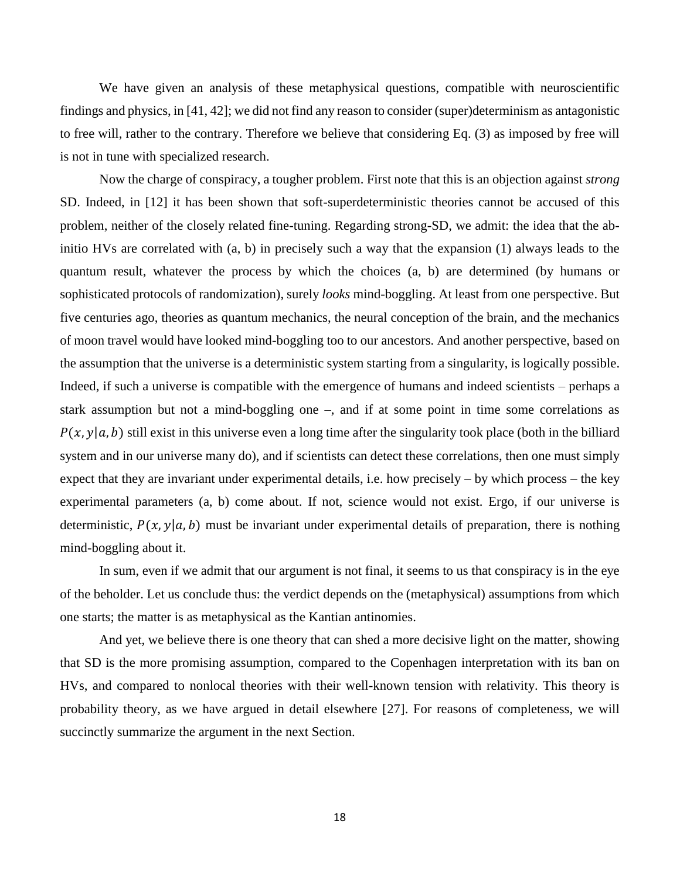We have given an analysis of these metaphysical questions, compatible with neuroscientific findings and physics, in [41, 42]; we did not find any reason to consider (super)determinism as antagonistic to free will, rather to the contrary. Therefore we believe that considering Eq. (3) as imposed by free will is not in tune with specialized research.

Now the charge of conspiracy, a tougher problem. First note that this is an objection against *strong* SD. Indeed, in [12] it has been shown that soft-superdeterministic theories cannot be accused of this problem, neither of the closely related fine-tuning. Regarding strong-SD, we admit: the idea that the ab-initio HVs are correlated with (a, b) in precisely such a way that the expansion (1) always leads to the quantum result, whatever the process by which the choices (a, b) are determined (by humans or sophisticated protocols of randomization), surely *looks* mind-boggling. At least from one perspective. But five centuries ago, theories as quantum mechanics, the neural conception of the brain, and the mechanics of moon travel would have looked mind-boggling too to our ancestors. And another perspective, based on the assumption that the universe is a deterministic system starting from a singularity, is logically possible. Indeed, if such a universe is compatible with the emergence of humans and indeed scientists – perhaps a stark assumption but not a mind-boggling one –, and if at some point in time some correlations as $P(x, y|a, b)$ still exist in this universe even a long time after the singularity took place (both in the billiard system and in our universe many do), and if scientists can detect these correlations, then one must simply expect that they are invariant under experimental details, i.e. how precisely – by which process – the key experimental parameters (a, b) come about. If not, science would not exist. Ergo, if our universe is deterministic, $P(x, y|a, b)$ must be invariant under experimental details of preparation, there is nothing mind-boggling about it.

In sum, even if we admit that our argument is not final, it seems to us that conspiracy is in the eye of the beholder. Let us conclude thus: the verdict depends on the (metaphysical) assumptions from which one starts; the matter is as metaphysical as the Kantian antinomies.

And yet, we believe there is one theory that can shed a more decisive light on the matter, showing that SD is the more promising assumption, compared to the Copenhagen interpretation with its ban on HVs, and compared to nonlocal theories with their well-known tension with relativity. This theory is probability theory, as we have argued in detail elsewhere [27]. For reasons of completeness, we will succinctly summarize the argument in the next Section.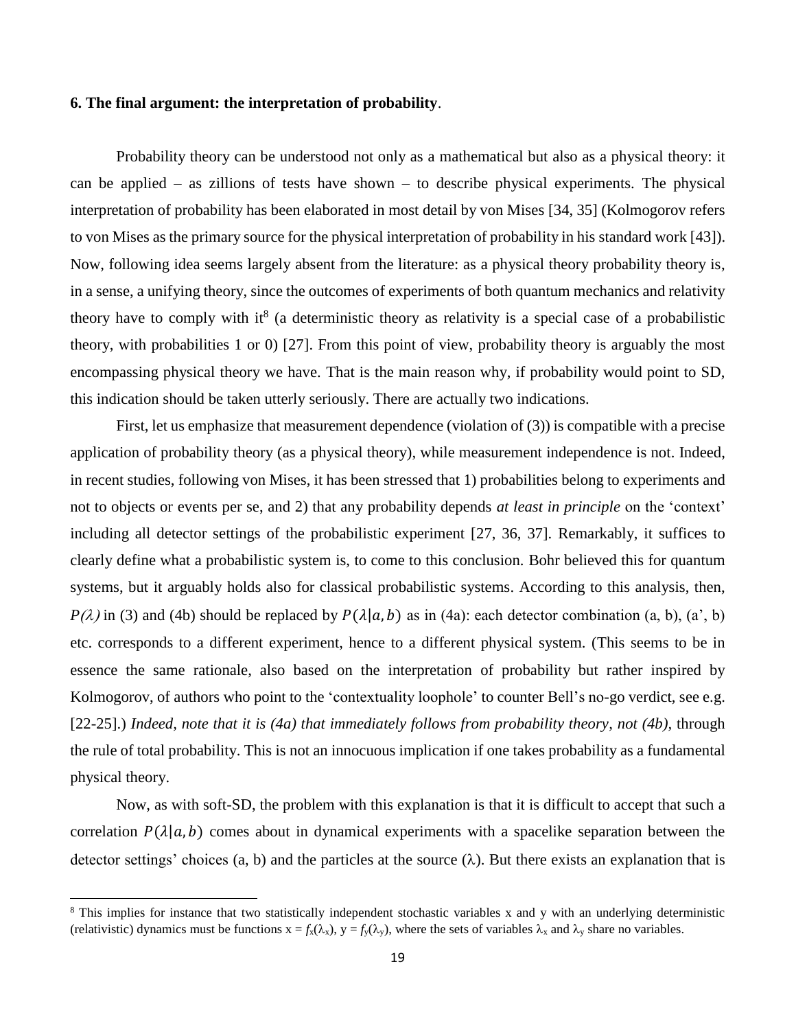**6. The final argument: the interpretation of probability**.

Probability theory can be understood not only as a mathematical but also as a physical theory: it can be applied – as zillions of tests have shown – to describe physical experiments. The physical interpretation of probability has been elaborated in most detail by von Mises [34, 35] (Kolmogorov refers to von Mises as the primary source for the physical interpretation of probability in his standard work [43]). Now, following idea seems largely absent from the literature: as a physical theory probability theory is, in a sense, a unifying theory, since the outcomes of experiments of both quantum mechanics and relativity theory have to comply with it[8] (a deterministic theory as relativity is a special case of a probabilistic theory, with probabilities 1 or 0) [27]. From this point of view, probability theory is arguably the most encompassing physical theory we have. That is the main reason why, if probability would point to SD, this indication should be taken utterly seriously. There are actually two indications.

First, let us emphasize that measurement dependence (violation of (3)) is compatible with a precise application of probability theory (as a physical theory), while measurement independence is not. Indeed, in recent studies, following von Mises, it has been stressed that 1) probabilities belong to experiments and not to objects or events per se, and 2) that any probability depends *at least in principle* on the 'context' including all detector settings of the probabilistic experiment [27, 36, 37]. Remarkably, it suffices to clearly define what a probabilistic system is, to come to this conclusion. Bohr believed this for quantum systems, but it arguably holds also for classical probabilistic systems. According to this analysis, then, $P(\lambda)$ in (3) and (4b) should be replaced by $P(\lambda|a,b)$ as in (4a): each detector combination (a, b), (a', b) etc. corresponds to a different experiment, hence to a different physical system. (This seems to be in essence the same rationale, also based on the interpretation of probability but rather inspired by Kolmogorov, of authors who point to the 'contextuality loophole' to counter Bell's no-go verdict, see e.g. [22-25].) *Indeed, note that it is (4a) that immediately follows from probability theory, not (4b)*, through the rule of total probability. This is not an innocuous implication if one takes probability as a fundamental physical theory.

Now, as with soft-SD, the problem with this explanation is that it is difficult to accept that such a correlation $P(\lambda|a,b)$ comes about in dynamical experiments with a spacelike separation between the detector settings' choices (a, b) and the particles at the source ($\lambda$). But there exists an explanation that is

[8] This implies for instance that two statistically independent stochastic variables x and y with an underlying deterministic (relativistic) dynamics must be functions $x = f_x(\lambda_x)$, $y = f_y(\lambda_y)$, where the sets of variables $\lambda_x$ and $\lambda_y$ share no variables.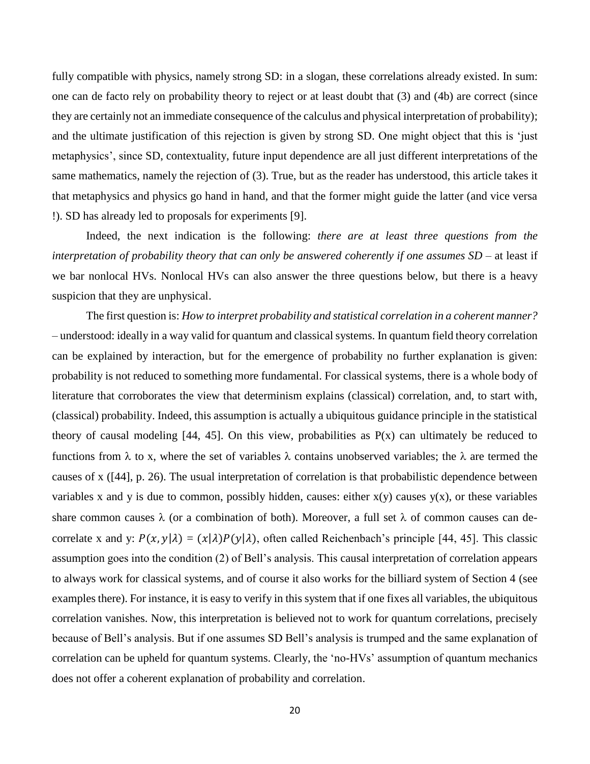fully compatible with physics, namely strong SD: in a slogan, these correlations already existed. In sum: one can de facto rely on probability theory to reject or at least doubt that (3) and (4b) are correct (since they are certainly not an immediate consequence of the calculus and physical interpretation of probability); and the ultimate justification of this rejection is given by strong SD. One might object that this is 'just metaphysics', since SD, contextuality, future input dependence are all just different interpretations of the same mathematics, namely the rejection of (3). True, but as the reader has understood, this article takes it that metaphysics and physics go hand in hand, and that the former might guide the latter (and vice versa !). SD has already led to proposals for experiments [9].

Indeed, the next indication is the following: *there are at least three questions from the interpretation of probability theory that can only be answered coherently if one assumes SD* – at least if we bar nonlocal HVs. Nonlocal HVs can also answer the three questions below, but there is a heavy suspicion that they are unphysical.

The first question is: *How to interpret probability and statistical correlation in a coherent manner?* – understood: ideally in a way valid for quantum and classical systems. In quantum field theory correlation can be explained by interaction, but for the emergence of probability no further explanation is given: probability is not reduced to something more fundamental. For classical systems, there is a whole body of literature that corroborates the view that determinism explains (classical) correlation, and, to start with, (classical) probability. Indeed, this assumption is actually a ubiquitous guidance principle in the statistical theory of causal modeling [44, 45]. On this view, probabilities as P(x) can ultimately be reduced to functions from λ to x, where the set of variables λ contains unobserved variables; the λ are termed the causes of x ([44], p. 26). The usual interpretation of correlation is that probabilistic dependence between variables x and y is due to common, possibly hidden, causes: either x(y) causes y(x), or these variables share common causes λ (or a combination of both). Moreover, a full set λ of common causes can de-correlate x and y: $P(x, y|\lambda) = (x|\lambda)P(y|\lambda)$, often called Reichenbach's principle [44, 45]. This classic assumption goes into the condition (2) of Bell's analysis. This causal interpretation of correlation appears to always work for classical systems, and of course it also works for the billiard system of Section 4 (see examples there). For instance, it is easy to verify in this system that if one fixes all variables, the ubiquitous correlation vanishes. Now, this interpretation is believed not to work for quantum correlations, precisely because of Bell's analysis. But if one assumes SD Bell's analysis is trumped and the same explanation of correlation can be upheld for quantum systems. Clearly, the 'no-HVs' assumption of quantum mechanics does not offer a coherent explanation of probability and correlation.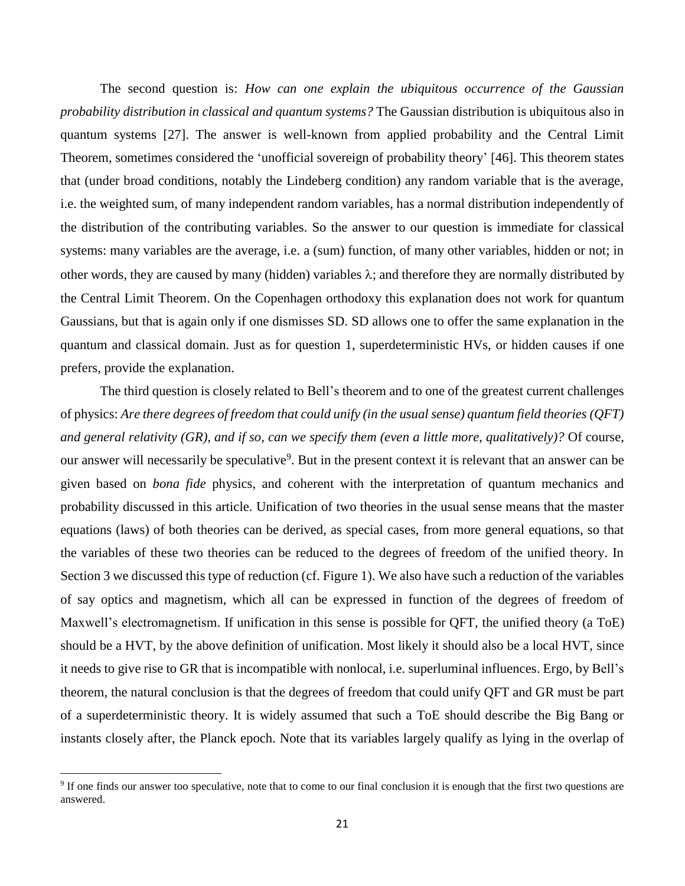The second question is: *How can one explain the ubiquitous occurrence of the Gaussian probability distribution in classical and quantum systems?* The Gaussian distribution is ubiquitous also in quantum systems [27]. The answer is well-known from applied probability and the Central Limit Theorem, sometimes considered the 'unofficial sovereign of probability theory' [46]. This theorem states that (under broad conditions, notably the Lindeberg condition) any random variable that is the average, i.e. the weighted sum, of many independent random variables, has a normal distribution independently of the distribution of the contributing variables. So the answer to our question is immediate for classical systems: many variables are the average, i.e. a (sum) function, of many other variables, hidden or not; in other words, they are caused by many (hidden) variables $\lambda$; and therefore they are normally distributed by the Central Limit Theorem. On the Copenhagen orthodoxy this explanation does not work for quantum Gaussians, but that is again only if one dismisses SD. SD allows one to offer the same explanation in the quantum and classical domain. Just as for question 1, superdeterministic HVs, or hidden causes if one prefers, provide the explanation.

The third question is closely related to Bell's theorem and to one of the greatest current challenges of physics: *Are there degrees of freedom that could unify (in the usual sense) quantum field theories (QFT) and general relativity (GR), and if so, can we specify them (even a little more, qualitatively)?* Of course, our answer will necessarily be speculative[9]. But in the present context it is relevant that an answer can be given based on *bona fide* physics, and coherent with the interpretation of quantum mechanics and probability discussed in this article. Unification of two theories in the usual sense means that the master equations (laws) of both theories can be derived, as special cases, from more general equations, so that the variables of these two theories can be reduced to the degrees of freedom of the unified theory. In Section 3 we discussed this type of reduction (cf. Figure 1). We also have such a reduction of the variables of say optics and magnetism, which all can be expressed in function of the degrees of freedom of Maxwell's electromagnetism. If unification in this sense is possible for QFT, the unified theory (a ToE) should be a HVT, by the above definition of unification. Most likely it should also be a local HVT, since it needs to give rise to GR that is incompatible with nonlocal, i.e. superluminal influences. Ergo, by Bell's theorem, the natural conclusion is that the degrees of freedom that could unify QFT and GR must be part of a superdeterministic theory. It is widely assumed that such a ToE should describe the Big Bang or instants closely after, the Planck epoch. Note that its variables largely qualify as lying in the overlap of

[9] If one finds our answer too speculative, note that to come to our final conclusion it is enough that the first two questions are answered.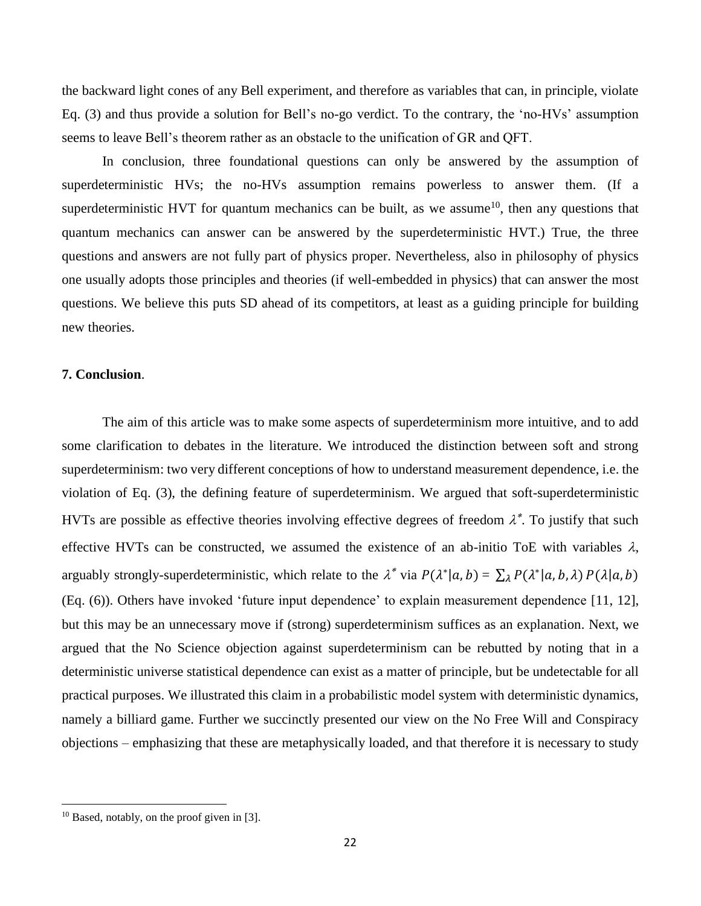the backward light cones of any Bell experiment, and therefore as variables that can, in principle, violate Eq. (3) and thus provide a solution for Bell's no-go verdict. To the contrary, the 'no-HVs' assumption seems to leave Bell's theorem rather as an obstacle to the unification of GR and QFT.

In conclusion, three foundational questions can only be answered by the assumption of superdeterministic HVs; the no-HVs assumption remains powerless to answer them. (If a superdeterministic HVT for quantum mechanics can be built, as we assume[10], then any questions that quantum mechanics can answer can be answered by the superdeterministic HVT.) True, the three questions and answers are not fully part of physics proper. Nevertheless, also in philosophy of physics one usually adopts those principles and theories (if well-embedded in physics) that can answer the most questions. We believe this puts SD ahead of its competitors, at least as a guiding principle for building new theories.

**7. Conclusion**.

The aim of this article was to make some aspects of superdeterminism more intuitive, and to add some clarification to debates in the literature. We introduced the distinction between soft and strong superdeterminism: two very different conceptions of how to understand measurement dependence, i.e. the violation of Eq. (3), the defining feature of superdeterminism. We argued that soft-superdeterministic HVTs are possible as effective theories involving effective degrees of freedom $\lambda^*$. To justify that such effective HVTs can be constructed, we assumed the existence of an ab-initio ToE with variables $\lambda$, arguably strongly-superdeterministic, which relate to the $\lambda^*$ via $P(\lambda^*|a, b) = \sum_{\lambda} P(\lambda^*|a, b, \lambda)\, P(\lambda|a, b)$ (Eq. (6)). Others have invoked 'future input dependence' to explain measurement dependence [11, 12], but this may be an unnecessary move if (strong) superdeterminism suffices as an explanation. Next, we argued that the No Science objection against superdeterminism can be rebutted by noting that in a deterministic universe statistical dependence can exist as a matter of principle, but be undetectable for all practical purposes. We illustrated this claim in a probabilistic model system with deterministic dynamics, namely a billiard game. Further we succinctly presented our view on the No Free Will and Conspiracy objections – emphasizing that these are metaphysically loaded, and that therefore it is necessary to study

[10] Based, notably, on the proof given in [3].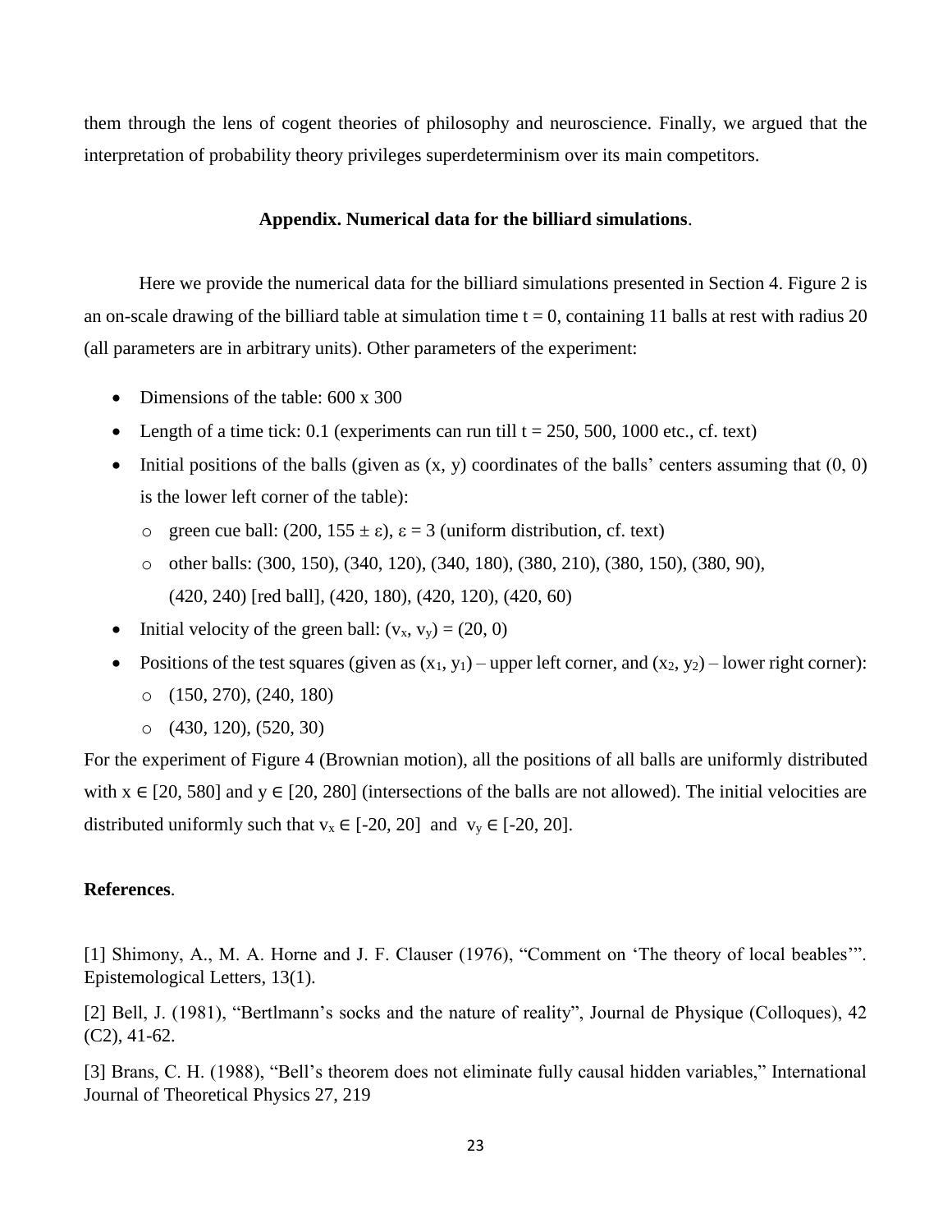them through the lens of cogent theories of philosophy and neuroscience. Finally, we argued that the interpretation of probability theory privileges superdeterminism over its main competitors.

## Appendix. Numerical data for the billiard simulations.

Here we provide the numerical data for the billiard simulations presented in Section 4. Figure 2 is an on-scale drawing of the billiard table at simulation time $t = 0$, containing 11 balls at rest with radius 20 (all parameters are in arbitrary units). Other parameters of the experiment:

- Dimensions of the table: 600 x 300
- Length of a time tick: 0.1 (experiments can run till $t = 250, 500, 1000$ etc., cf. text)
- Initial positions of the balls (given as (x, y) coordinates of the balls' centers assuming that (0, 0) is the lower left corner of the table):
  - green cue ball: $(200, 155 \pm \varepsilon)$, $\varepsilon = 3$ (uniform distribution, cf. text)
  - other balls: (300, 150), (340, 120), (340, 180), (380, 210), (380, 150), (380, 90), (420, 240) [red ball], (420, 180), (420, 120), (420, 60)
- Initial velocity of the green ball: $(v_x, v_y) = (20, 0)$
- Positions of the test squares (given as $(x_1, y_1)$ – upper left corner, and $(x_2, y_2)$ – lower right corner):
  - (150, 270), (240, 180)
  - (430, 120), (520, 30)

For the experiment of Figure 4 (Brownian motion), all the positions of all balls are uniformly distributed with $x \in [20, 580]$ and $y \in [20, 280]$ (intersections of the balls are not allowed). The initial velocities are distributed uniformly such that $v_x \in [-20, 20]$ and $v_y \in [-20, 20]$.

**References**.

[1] Shimony, A., M. A. Horne and J. F. Clauser (1976), "Comment on 'The theory of local beables'". Epistemological Letters, 13(1).

[2] Bell, J. (1981), "Bertlmann's socks and the nature of reality", Journal de Physique (Colloques), 42 (C2), 41-62.

[3] Brans, C. H. (1988), "Bell's theorem does not eliminate fully causal hidden variables," International Journal of Theoretical Physics 27, 219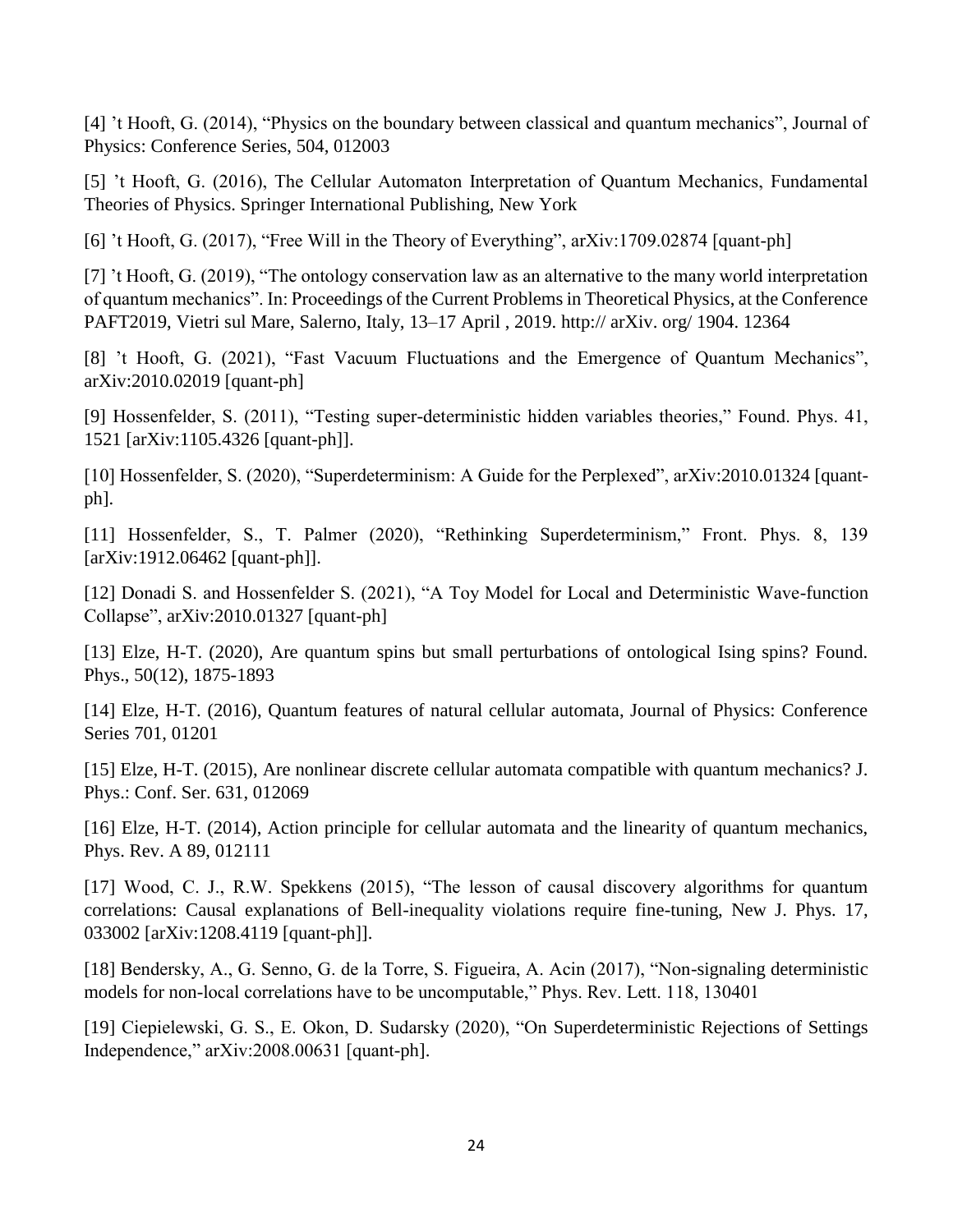[4] 't Hooft, G. (2014), "Physics on the boundary between classical and quantum mechanics", Journal of Physics: Conference Series, 504, 012003

[5] 't Hooft, G. (2016), The Cellular Automaton Interpretation of Quantum Mechanics, Fundamental Theories of Physics. Springer International Publishing, New York

[6] 't Hooft, G. (2017), "Free Will in the Theory of Everything", arXiv:1709.02874 [quant-ph]

[7] 't Hooft, G. (2019), "The ontology conservation law as an alternative to the many world interpretation of quantum mechanics". In: Proceedings of the Current Problems in Theoretical Physics, at the Conference PAFT2019, Vietri sul Mare, Salerno, Italy, 13–17 April , 2019. http:// arXiv. org/ 1904. 12364

[8] 't Hooft, G. (2021), "Fast Vacuum Fluctuations and the Emergence of Quantum Mechanics", arXiv:2010.02019 [quant-ph]

[9] Hossenfelder, S. (2011), "Testing super-deterministic hidden variables theories," Found. Phys. 41, 1521 [arXiv:1105.4326 [quant-ph]].

[10] Hossenfelder, S. (2020), "Superdeterminism: A Guide for the Perplexed", arXiv:2010.01324 [quant-ph].

[11] Hossenfelder, S., T. Palmer (2020), "Rethinking Superdeterminism," Front. Phys. 8, 139 [arXiv:1912.06462 [quant-ph]].

[12] Donadi S. and Hossenfelder S. (2021), "A Toy Model for Local and Deterministic Wave-function Collapse", arXiv:2010.01327 [quant-ph]

[13] Elze, H-T. (2020), Are quantum spins but small perturbations of ontological Ising spins? Found. Phys., 50(12), 1875-1893

[14] Elze, H-T. (2016), Quantum features of natural cellular automata, Journal of Physics: Conference Series 701, 01201

[15] Elze, H-T. (2015), Are nonlinear discrete cellular automata compatible with quantum mechanics? J. Phys.: Conf. Ser. 631, 012069

[16] Elze, H-T. (2014), Action principle for cellular automata and the linearity of quantum mechanics, Phys. Rev. A 89, 012111

[17] Wood, C. J., R.W. Spekkens (2015), "The lesson of causal discovery algorithms for quantum correlations: Causal explanations of Bell-inequality violations require fine-tuning, New J. Phys. 17, 033002 [arXiv:1208.4119 [quant-ph]].

[18] Bendersky, A., G. Senno, G. de la Torre, S. Figueira, A. Acin (2017), "Non-signaling deterministic models for non-local correlations have to be uncomputable," Phys. Rev. Lett. 118, 130401

[19] Ciepielewski, G. S., E. Okon, D. Sudarsky (2020), "On Superdeterministic Rejections of Settings Independence," arXiv:2008.00631 [quant-ph].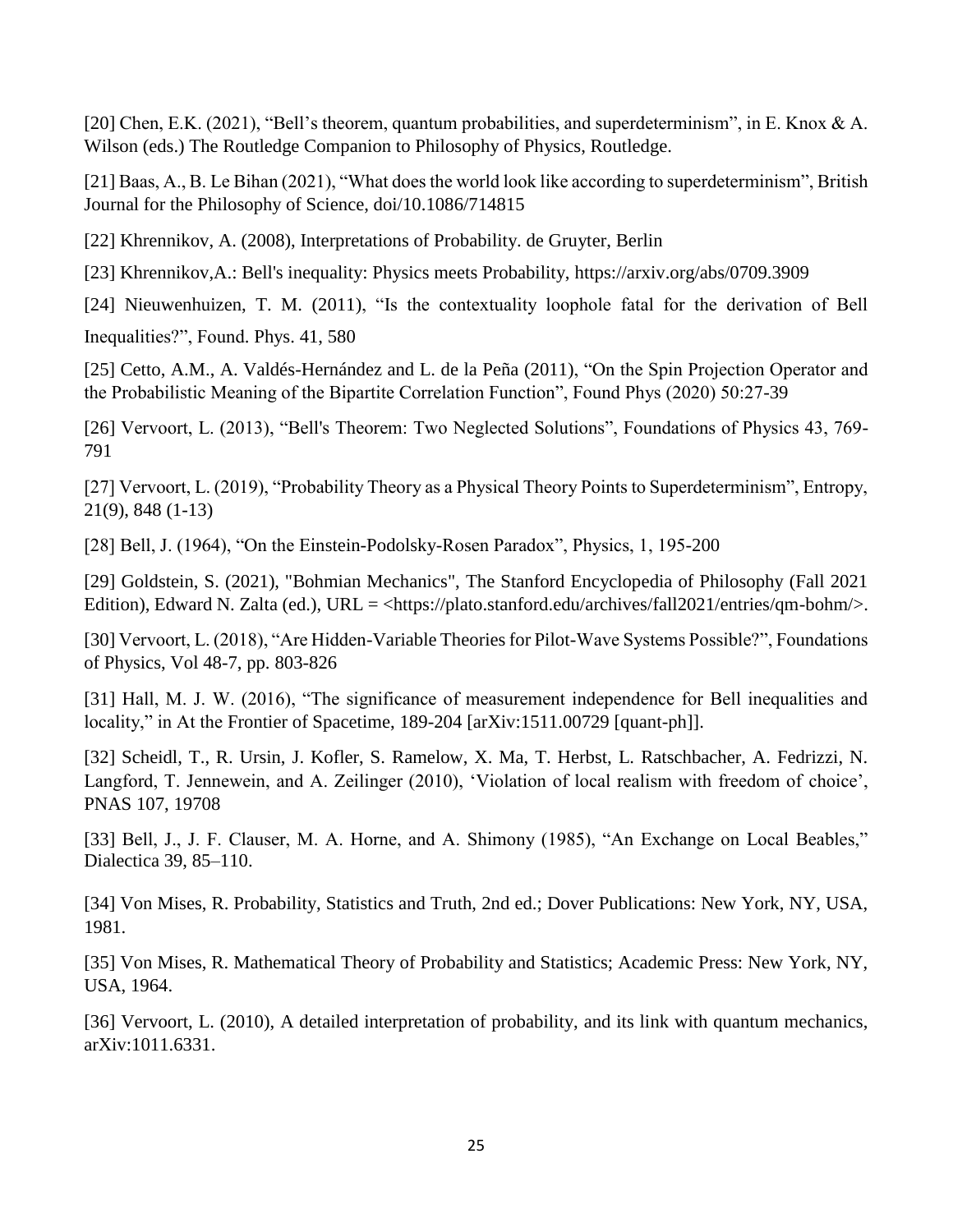[20] Chen, E.K. (2021), “Bell’s theorem, quantum probabilities, and superdeterminism”, in E. Knox & A. Wilson (eds.) The Routledge Companion to Philosophy of Physics, Routledge.

[21] Baas, A., B. Le Bihan (2021), “What does the world look like according to superdeterminism”, British Journal for the Philosophy of Science, doi/10.1086/714815

[22] Khrennikov, A. (2008), Interpretations of Probability. de Gruyter, Berlin

[23] Khrennikov,A.: Bell's inequality: Physics meets Probability, https://arxiv.org/abs/0709.3909

[24] Nieuwenhuizen, T. M. (2011), “Is the contextuality loophole fatal for the derivation of Bell Inequalities?”, Found. Phys. 41, 580

[25] Cetto, A.M., A. Valdés-Hernández and L. de la Peña (2011), “On the Spin Projection Operator and the Probabilistic Meaning of the Bipartite Correlation Function”, Found Phys (2020) 50:27-39

[26] Vervoort, L. (2013), “Bell's Theorem: Two Neglected Solutions”, Foundations of Physics 43, 769-791

[27] Vervoort, L. (2019), “Probability Theory as a Physical Theory Points to Superdeterminism”, Entropy, 21(9), 848 (1-13)

[28] Bell, J. (1964), “On the Einstein-Podolsky-Rosen Paradox”, Physics, 1, 195-200

[29] Goldstein, S. (2021), "Bohmian Mechanics", The Stanford Encyclopedia of Philosophy (Fall 2021 Edition), Edward N. Zalta (ed.), URL = <https://plato.stanford.edu/archives/fall2021/entries/qm-bohm/>.

[30] Vervoort, L. (2018), “Are Hidden-Variable Theories for Pilot-Wave Systems Possible?”, Foundations of Physics, Vol 48-7, pp. 803-826

[31] Hall, M. J. W. (2016), “The significance of measurement independence for Bell inequalities and locality,” in At the Frontier of Spacetime, 189-204 [arXiv:1511.00729 [quant-ph]].

[32] Scheidl, T., R. Ursin, J. Kofler, S. Ramelow, X. Ma, T. Herbst, L. Ratschbacher, A. Fedrizzi, N. Langford, T. Jennewein, and A. Zeilinger (2010), ‘Violation of local realism with freedom of choice’, PNAS 107, 19708

[33] Bell, J., J. F. Clauser, M. A. Horne, and A. Shimony (1985), “An Exchange on Local Beables,” Dialectica 39, 85–110.

[34] Von Mises, R. Probability, Statistics and Truth, 2nd ed.; Dover Publications: New York, NY, USA, 1981.

[35] Von Mises, R. Mathematical Theory of Probability and Statistics; Academic Press: New York, NY, USA, 1964.

[36] Vervoort, L. (2010), A detailed interpretation of probability, and its link with quantum mechanics, arXiv:1011.6331.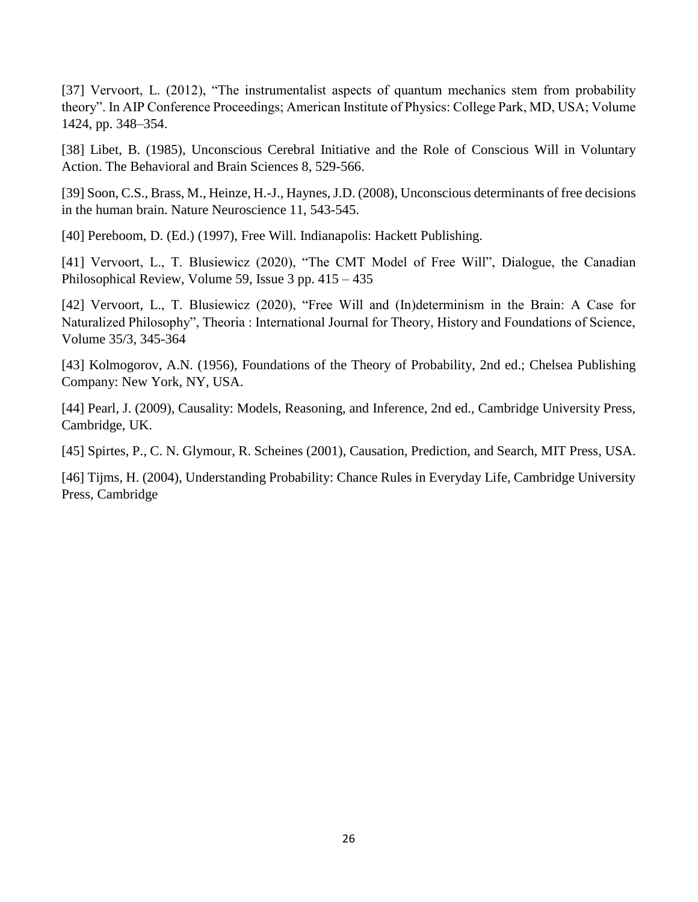[37] Vervoort, L. (2012), "The instrumentalist aspects of quantum mechanics stem from probability theory". In AIP Conference Proceedings; American Institute of Physics: College Park, MD, USA; Volume 1424, pp. 348–354.

[38] Libet, B. (1985), Unconscious Cerebral Initiative and the Role of Conscious Will in Voluntary Action. The Behavioral and Brain Sciences 8, 529-566.

[39] Soon, C.S., Brass, M., Heinze, H.-J., Haynes, J.D. (2008), Unconscious determinants of free decisions in the human brain. Nature Neuroscience 11, 543-545.

[40] Pereboom, D. (Ed.) (1997), Free Will. Indianapolis: Hackett Publishing.

[41] Vervoort, L., T. Blusiewicz (2020), "The CMT Model of Free Will", Dialogue, the Canadian Philosophical Review, Volume 59, Issue 3 pp. 415 – 435

[42] Vervoort, L., T. Blusiewicz (2020), "Free Will and (In)determinism in the Brain: A Case for Naturalized Philosophy", Theoria : International Journal for Theory, History and Foundations of Science, Volume 35/3, 345-364

[43] Kolmogorov, A.N. (1956), Foundations of the Theory of Probability, 2nd ed.; Chelsea Publishing Company: New York, NY, USA.

[44] Pearl, J. (2009), Causality: Models, Reasoning, and Inference, 2nd ed., Cambridge University Press, Cambridge, UK.

[45] Spirtes, P., C. N. Glymour, R. Scheines (2001), Causation, Prediction, and Search, MIT Press, USA.

[46] Tijms, H. (2004), Understanding Probability: Chance Rules in Everyday Life, Cambridge University Press, Cambridge